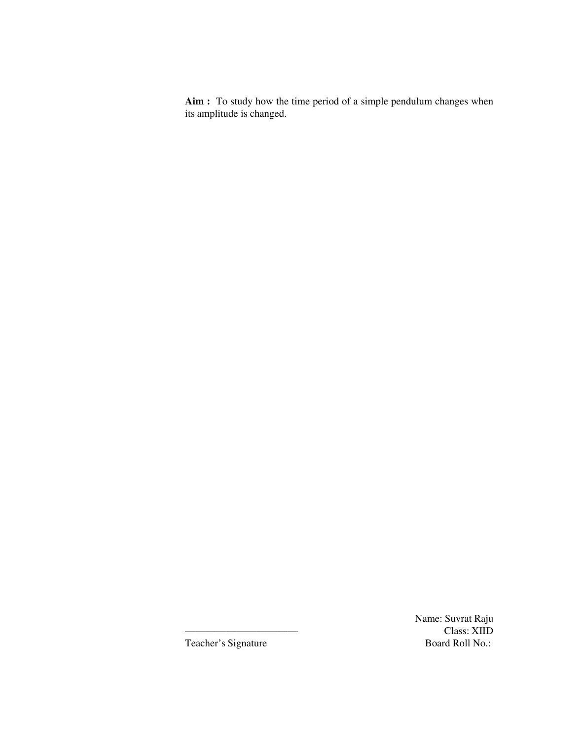**Aim :** To study how the time period of a simple pendulum changes when its amplitude is changed.

______________________

Teacher's Signature

Name: Suvrat Raju

Class: XIID

Board Roll No.: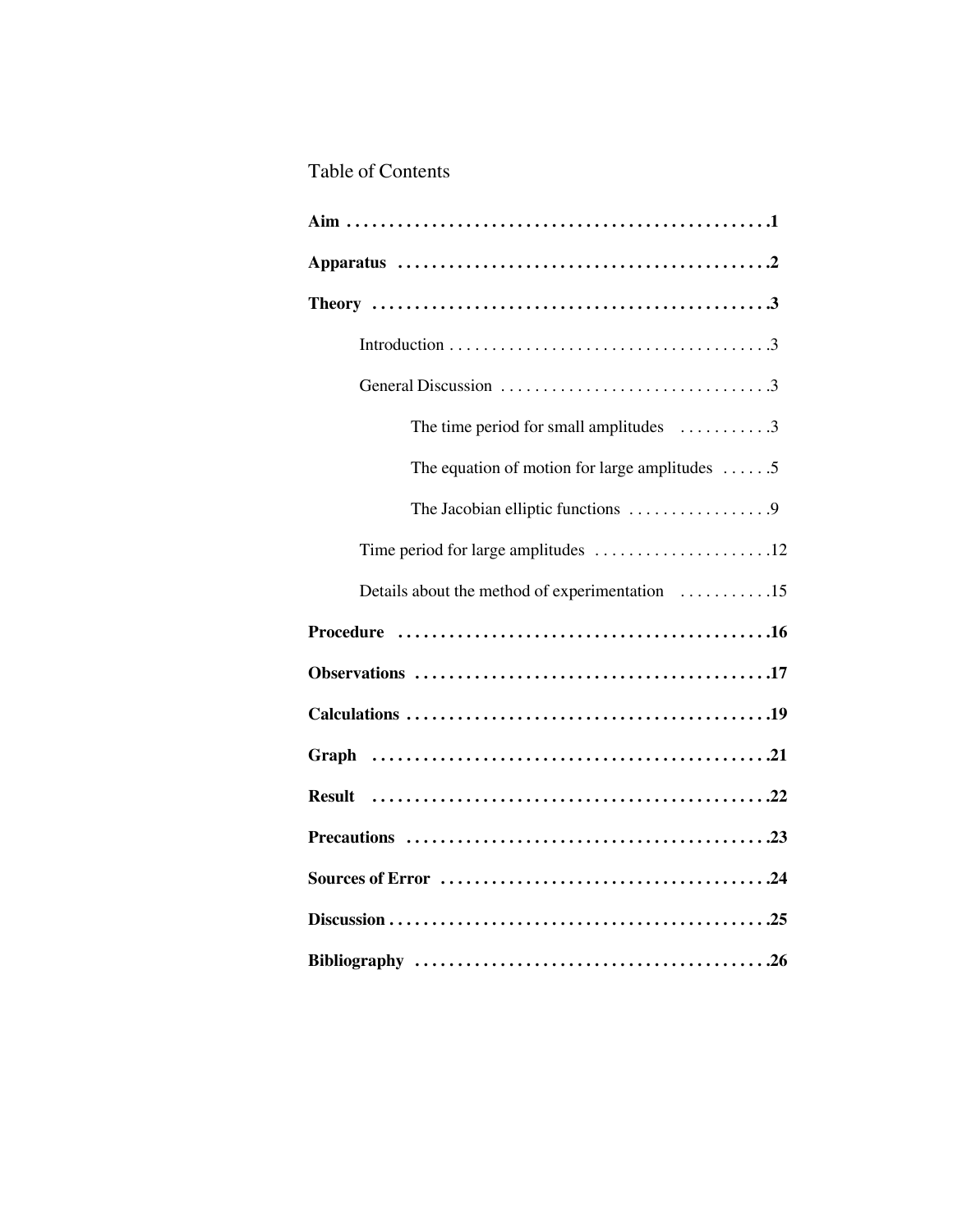# Table of Contents

**Aim** . . . . . . . . . . . . . . . . . . . . . . . . . . . . . . . . . . . . . . . . . . . . . . . **1**

**Apparatus** . . . . . . . . . . . . . . . . . . . . . . . . . . . . . . . . . . . . . . . . . . . **2**

**Theory** . . . . . . . . . . . . . . . . . . . . . . . . . . . . . . . . . . . . . . . . . . . . . **3**

- Introduction . . . . . . . . . . . . . . . . . . . . . . . . . . . . . . . . . . . . . . 3
- General Discussion . . . . . . . . . . . . . . . . . . . . . . . . . . . . . . . . 3
  - The time period for small amplitudes . . . . . . . . . . . 3
  - The equation of motion for large amplitudes . . . . . . 5
  - The Jacobian elliptic functions . . . . . . . . . . . . . . . . . 9
- Time period for large amplitudes . . . . . . . . . . . . . . . . . . . . . 12
- Details about the method of experimentation . . . . . . . . . . . 15

**Procedure** . . . . . . . . . . . . . . . . . . . . . . . . . . . . . . . . . . . . . . . . . . . **16**

**Observations** . . . . . . . . . . . . . . . . . . . . . . . . . . . . . . . . . . . . . . . . . **17**

**Calculations** . . . . . . . . . . . . . . . . . . . . . . . . . . . . . . . . . . . . . . . . . . **19**

**Graph** . . . . . . . . . . . . . . . . . . . . . . . . . . . . . . . . . . . . . . . . . . . . . . **21**

**Result** . . . . . . . . . . . . . . . . . . . . . . . . . . . . . . . . . . . . . . . . . . . . . . **22**

**Precautions** . . . . . . . . . . . . . . . . . . . . . . . . . . . . . . . . . . . . . . . . . . **23**

**Sources of Error** . . . . . . . . . . . . . . . . . . . . . . . . . . . . . . . . . . . . . . **24**

**Discussion** . . . . . . . . . . . . . . . . . . . . . . . . . . . . . . . . . . . . . . . . . . . . **25**

**Bibliography** . . . . . . . . . . . . . . . . . . . . . . . . . . . . . . . . . . . . . . . . . **26**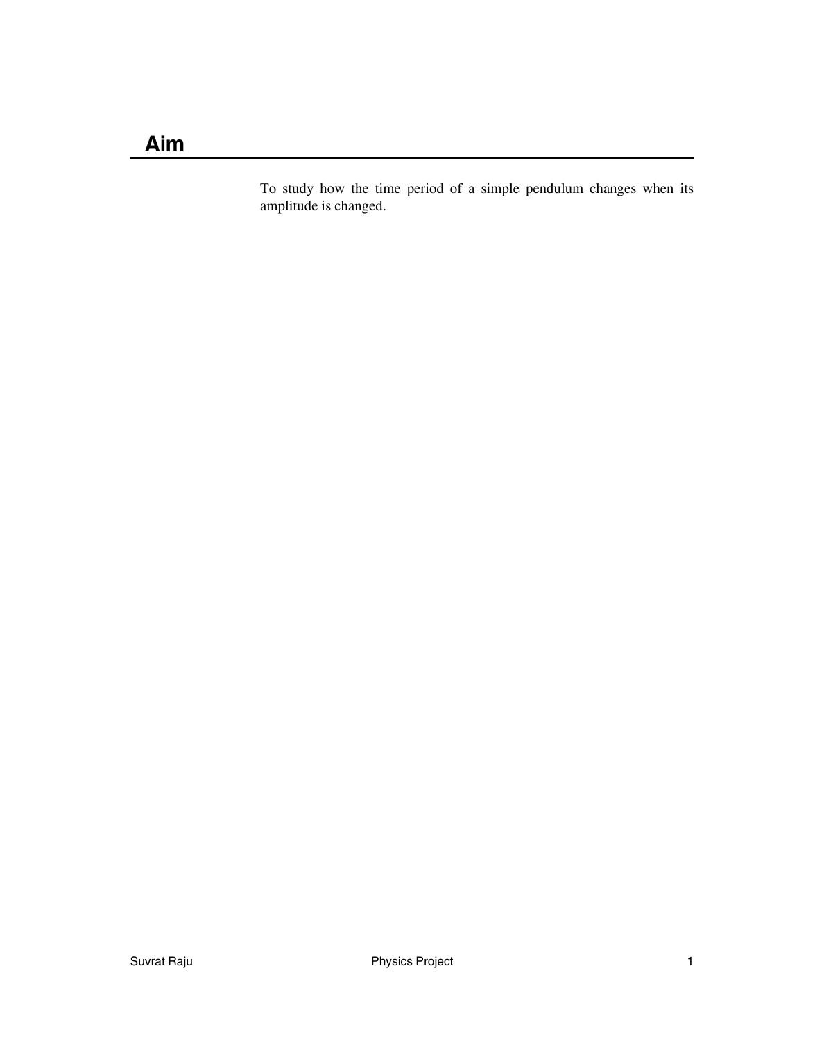# Aim

To study how the time period of a simple pendulum changes when its amplitude is changed.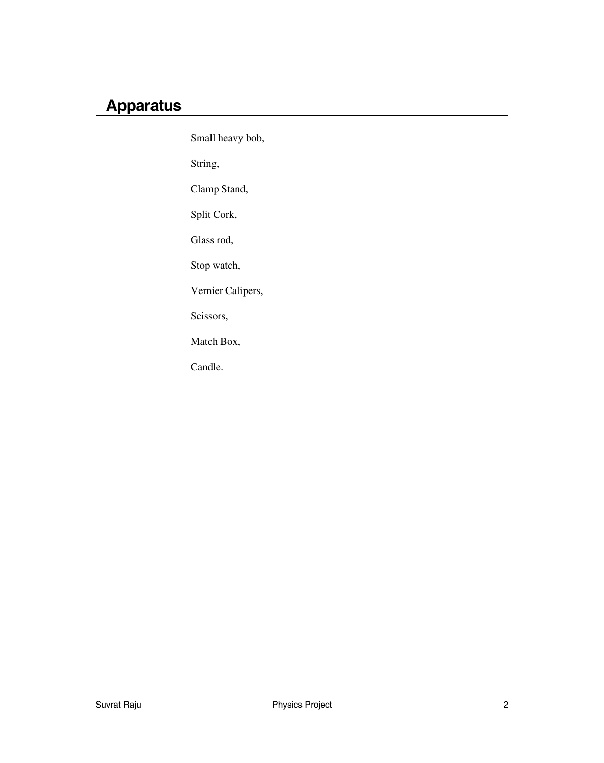## Apparatus

Small heavy bob,

String,

Clamp Stand,

Split Cork,

Glass rod,

Stop watch,

Vernier Calipers,

Scissors,

Match Box,

Candle.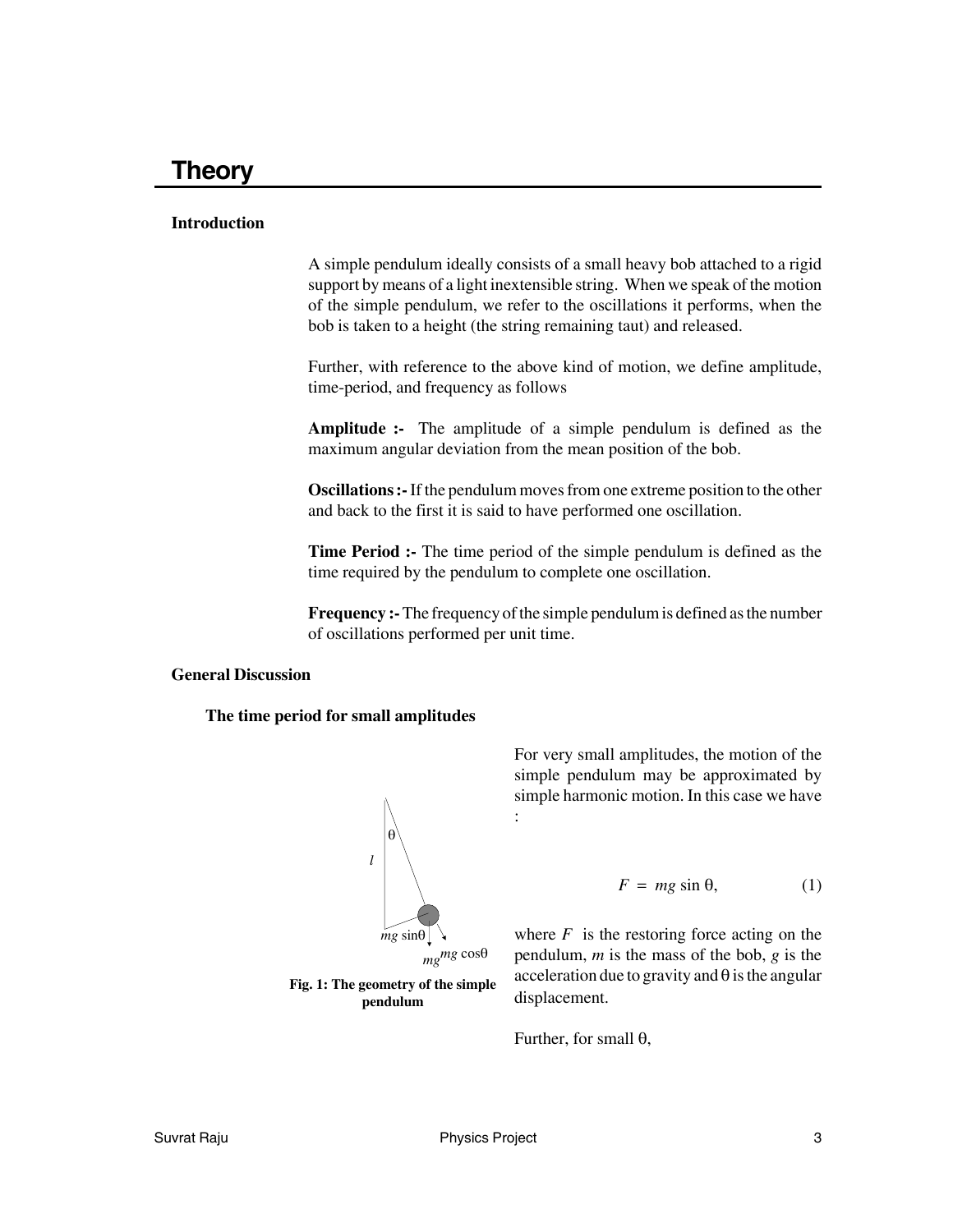# Theory

## Introduction

A simple pendulum ideally consists of a small heavy bob attached to a rigid support by means of a light inextensible string. When we speak of the motion of the simple pendulum, we refer to the oscillations it performs, when the bob is taken to a height (the string remaining taut) and released.

Further, with reference to the above kind of motion, we define amplitude, time-period, and frequency as follows

**Amplitude :-** The amplitude of a simple pendulum is defined as the maximum angular deviation from the mean position of the bob.

**Oscillations :-** If the pendulum moves from one extreme position to the other and back to the first it is said to have performed one oscillation.

**Time Period :-** The time period of the simple pendulum is defined as the time required by the pendulum to complete one oscillation.

**Frequency :-** The frequency of the simple pendulum is defined as the number of oscillations performed per unit time.

## General Discussion

### The time period for small amplitudes

θ

$l$

$mg \sin\theta$

$mg$ $mg \cos\theta$

**Fig. 1: The geometry of the simple pendulum**

For very small amplitudes, the motion of the simple pendulum may be approximated by simple harmonic motion. In this case we have :

$$F = mg \sin \theta, \qquad (1)$$

where $F$ is the restoring force acting on the pendulum, $m$ is the mass of the bob, $g$ is the acceleration due to gravity and $\theta$ is the angular displacement.

Further, for small $\theta$,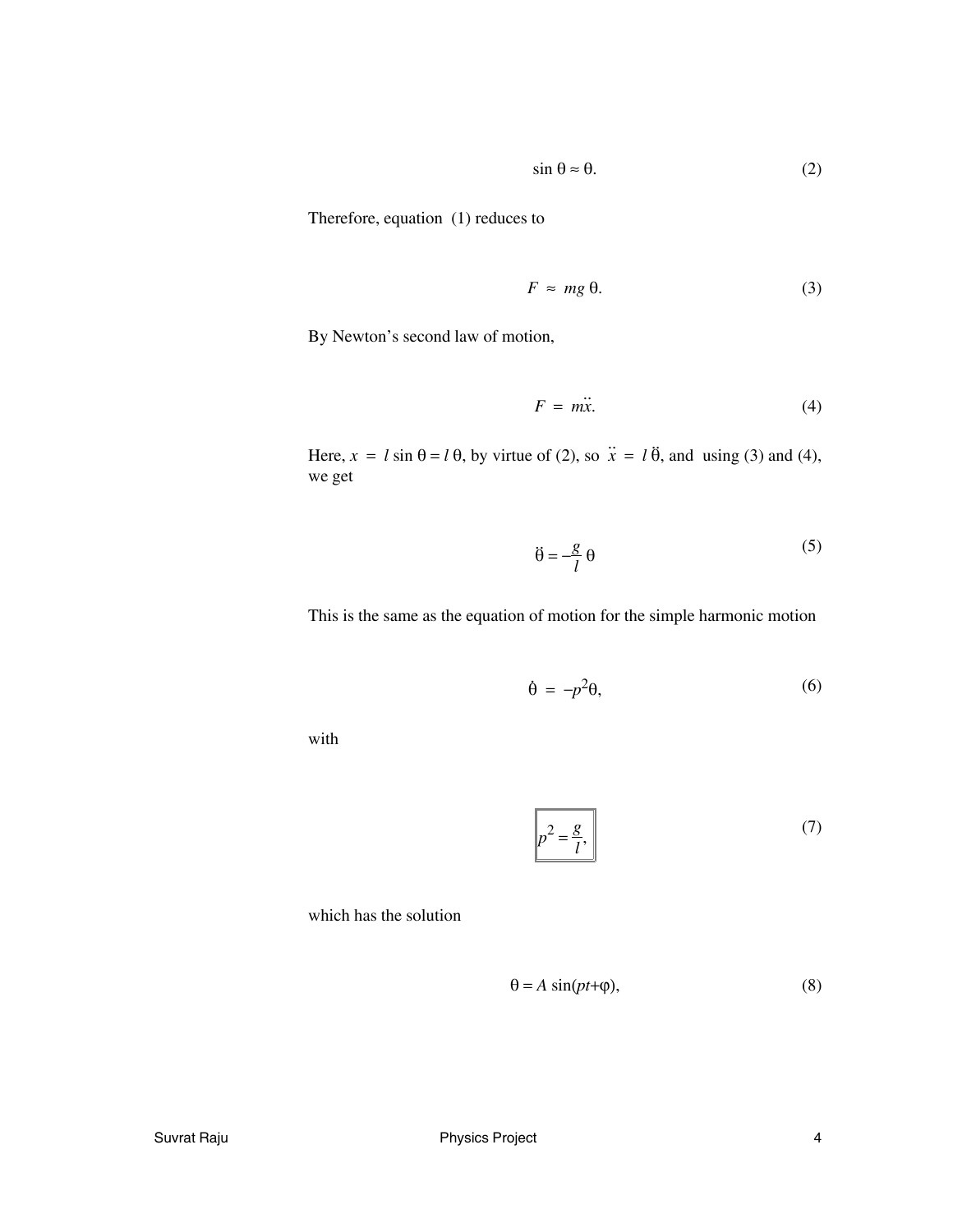$$\sin \theta \approx \theta. \tag{2}$$

Therefore, equation (1) reduces to

$$F \approx mg\,\theta. \tag{3}$$

By Newton's second law of motion,

$$F = m\ddot{x}. \tag{4}$$

Here, $x = l \sin \theta = l\,\theta$, by virtue of (2), so $\ddot{x} = l\,\ddot{\theta}$, and using (3) and (4), we get

$$\ddot{\theta} = -\frac{g}{l}\,\theta \tag{5}$$

This is the same as the equation of motion for the simple harmonic motion

$$\dot{\theta} = -p^2\theta, \tag{6}$$

with

$$\boxed{p^2 = \frac{g}{l},} \tag{7}$$

which has the solution

$$\theta = A \sin(pt+\varphi), \tag{8}$$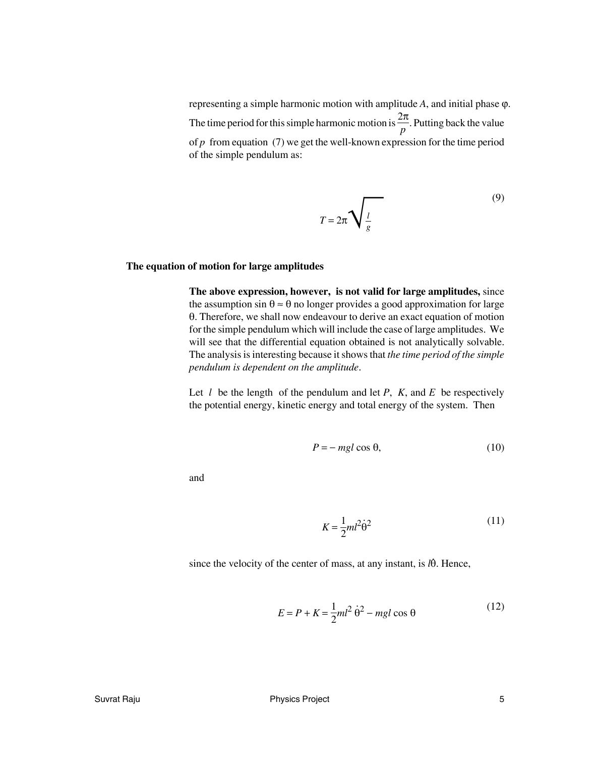representing a simple harmonic motion with amplitude $A$, and initial phase $\varphi$. The time period for this simple harmonic motion is $\frac{2\pi}{p}$. Putting back the value of $p$ from equation (7) we get the well-known expression for the time period of the simple pendulum as:

$$T = 2\pi\sqrt{\frac{l}{g}} \tag{9}$$

### The equation of motion for large amplitudes

**The above expression, however, is not valid for large amplitudes,** since the assumption $\sin\theta \approx \theta$ no longer provides a good approximation for large $\theta$. Therefore, we shall now endeavour to derive an exact equation of motion for the simple pendulum which will include the case of large amplitudes. We will see that the differential equation obtained is not analytically solvable. The analysis is interesting because it shows that *the time period of the simple pendulum is dependent on the amplitude*.

Let $l$ be the length of the pendulum and let $P$, $K$, and $E$ be respectively the potential energy, kinetic energy and total energy of the system. Then

$$P = -\,mgl\cos\theta, \tag{10}$$

and

$$K = \frac{1}{2}ml^2\dot{\theta}^2 \tag{11}$$

since the velocity of the center of mass, at any instant, is $l\dot{\theta}$. Hence,

$$E = P + K = \frac{1}{2}ml^2\,\dot{\theta}^2 - mgl\cos\theta \tag{12}$$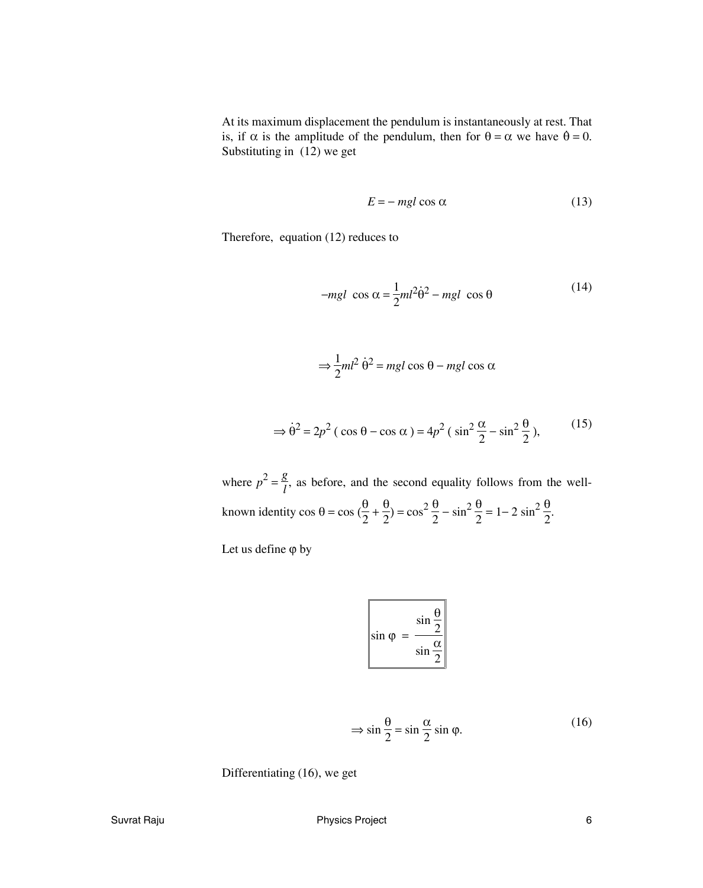At its maximum displacement the pendulum is instantaneously at rest. That is, if $\alpha$ is the amplitude of the pendulum, then for $\theta = \alpha$ we have $\dot{\theta} = 0$. Substituting in (12) we get

$$E = -\, mgl \cos \alpha \tag{13}$$

Therefore, equation (12) reduces to

$$-mgl \;\cos \alpha = \frac{1}{2} ml^2 \dot{\theta}^2 - mgl \;\cos \theta \tag{14}$$

$$\Rightarrow \frac{1}{2} ml^2 \,\dot{\theta}^2 = mgl \cos \theta - mgl \cos \alpha$$

$$\Rightarrow \dot{\theta}^2 = 2p^2 \,( \cos \theta - \cos \alpha ) = 4p^2 \,( \sin^2 \frac{\alpha}{2} - \sin^2 \frac{\theta}{2} ), \tag{15}$$

where $p^2 = \frac{g}{l}$, as before, and the second equality follows from the well-known identity $\cos \theta = \cos (\frac{\theta}{2} + \frac{\theta}{2}) = \cos^2 \frac{\theta}{2} - \sin^2 \frac{\theta}{2} = 1 - 2 \sin^2 \frac{\theta}{2}$.

Let us define $\varphi$ by

$$\boxed{\sin \varphi \;=\; \frac{\sin \frac{\theta}{2}}{\sin \frac{\alpha}{2}}}$$

$$\Rightarrow \sin \frac{\theta}{2} = \sin \frac{\alpha}{2} \sin \varphi. \tag{16}$$

Differentiating (16), we get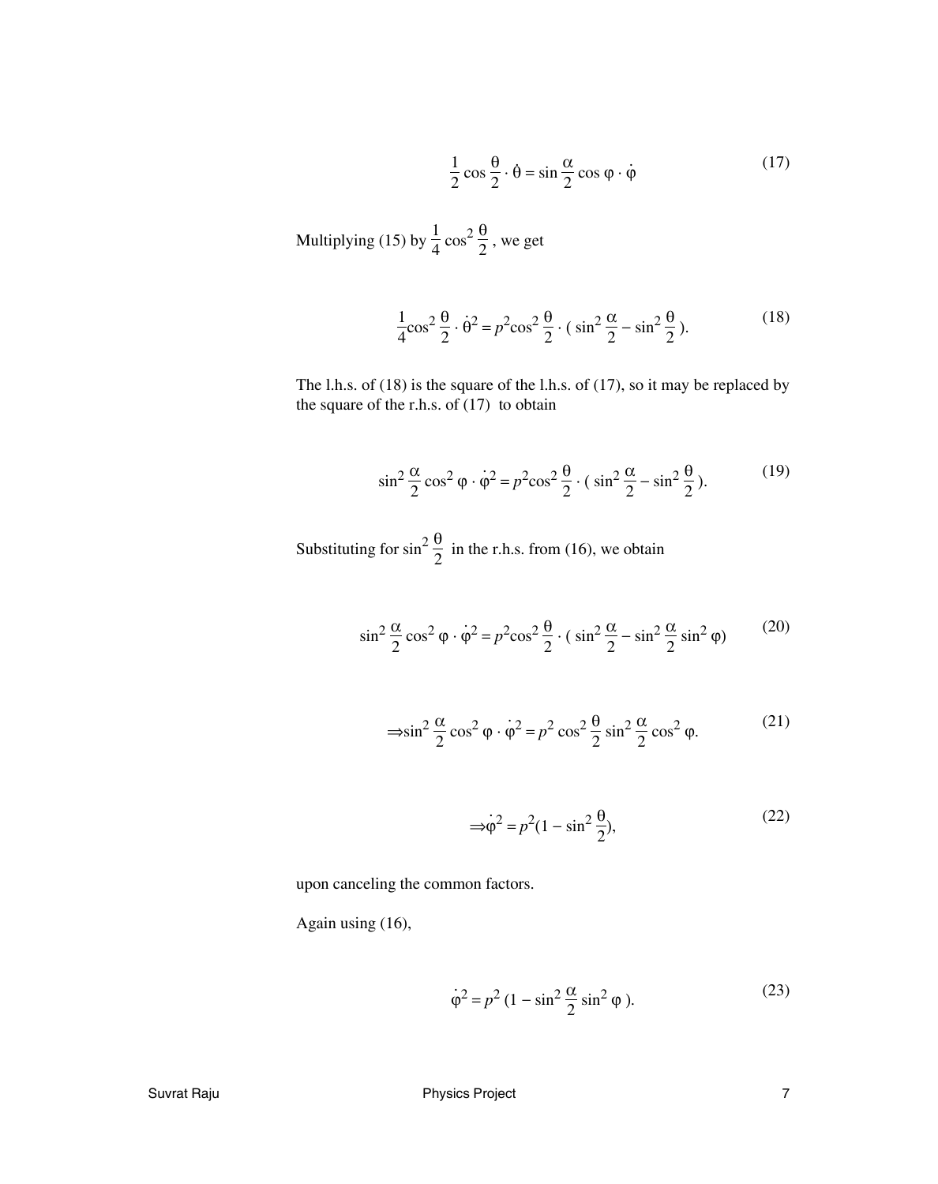$$\frac{1}{2}\cos\frac{\theta}{2}\cdot\dot{\theta} = \sin\frac{\alpha}{2}\cos\varphi\cdot\dot{\varphi} \tag{17}$$

Multiplying (15) by $\frac{1}{4}\cos^2\frac{\theta}{2}$, we get

$$\frac{1}{4}\cos^2\frac{\theta}{2}\cdot\dot{\theta}^2 = p^2\cos^2\frac{\theta}{2}\cdot\left(\sin^2\frac{\alpha}{2} - \sin^2\frac{\theta}{2}\right). \tag{18}$$

The l.h.s. of (18) is the square of the l.h.s. of (17), so it may be replaced by the square of the r.h.s. of (17) to obtain

$$\sin^2\frac{\alpha}{2}\cos^2\varphi\cdot\dot{\varphi}^2 = p^2\cos^2\frac{\theta}{2}\cdot\left(\sin^2\frac{\alpha}{2} - \sin^2\frac{\theta}{2}\right). \tag{19}$$

Substituting for $\sin^2\frac{\theta}{2}$ in the r.h.s. from (16), we obtain

$$\sin^2\frac{\alpha}{2}\cos^2\varphi\cdot\dot{\varphi}^2 = p^2\cos^2\frac{\theta}{2}\cdot\left(\sin^2\frac{\alpha}{2} - \sin^2\frac{\alpha}{2}\sin^2\varphi\right) \tag{20}$$

$$\Rightarrow \sin^2\frac{\alpha}{2}\cos^2\varphi\cdot\dot{\varphi}^2 = p^2\cos^2\frac{\theta}{2}\sin^2\frac{\alpha}{2}\cos^2\varphi. \tag{21}$$

$$\Rightarrow \dot{\varphi}^2 = p^2\left(1 - \sin^2\frac{\theta}{2}\right), \tag{22}$$

upon canceling the common factors.

Again using (16),

$$\dot{\varphi}^2 = p^2\left(1 - \sin^2\frac{\alpha}{2}\sin^2\varphi\right). \tag{23}$$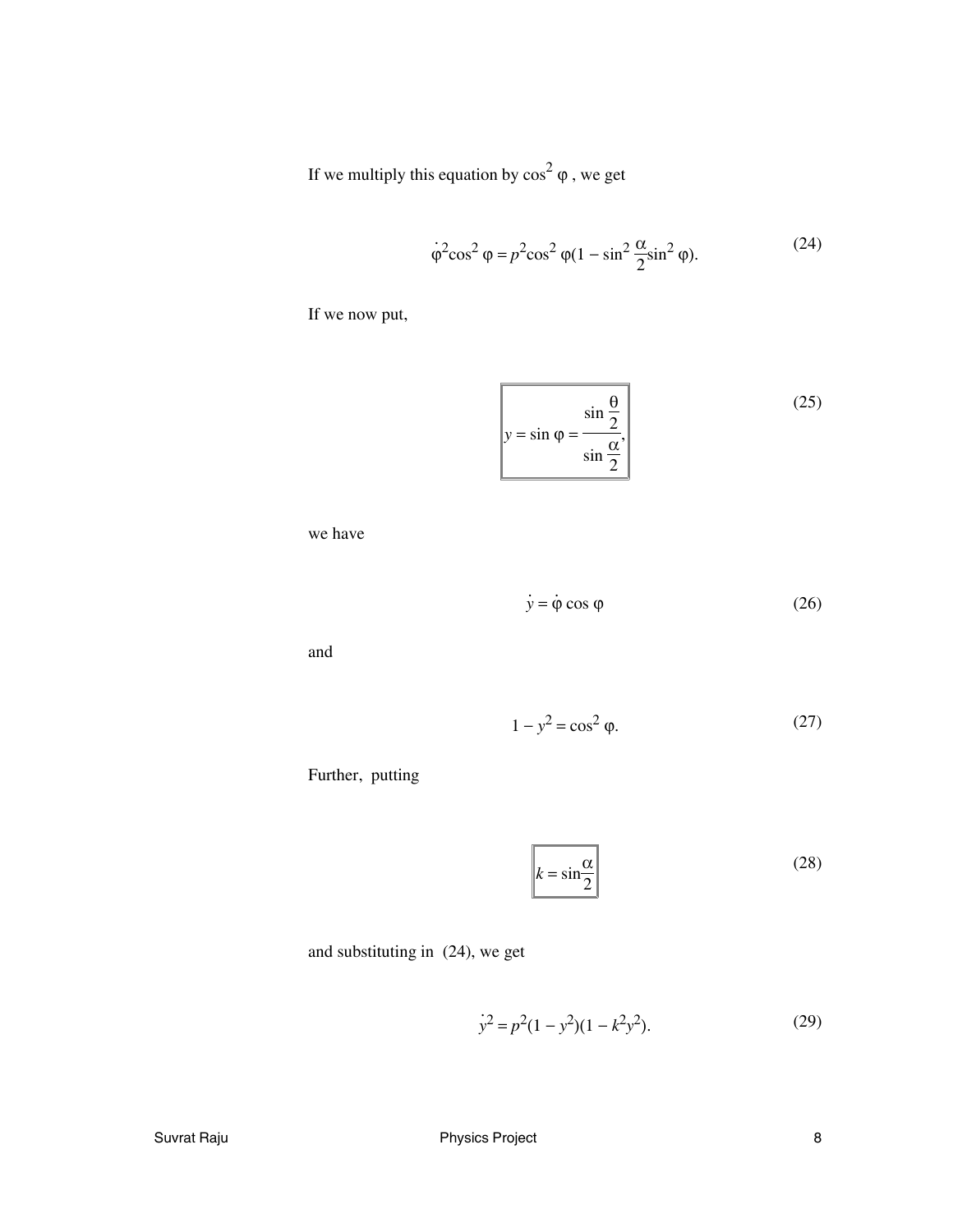If we multiply this equation by $\cos^2 \varphi$ , we get

$$\dot{\varphi}^2 \cos^2 \varphi = p^2 \cos^2 \varphi (1 - \sin^2 \frac{\alpha}{2} \sin^2 \varphi). \tag{24}$$

If we now put,

$$\boxed{y = \sin \varphi = \frac{\sin \frac{\theta}{2}}{\sin \frac{\alpha}{2}},} \tag{25}$$

we have

$$\dot{y} = \dot{\varphi} \cos \varphi \tag{26}$$

and

$$1 - y^2 = \cos^2 \varphi. \tag{27}$$

Further, putting

$$\boxed{k = \sin \frac{\alpha}{2}} \tag{28}$$

and substituting in (24), we get

$$\dot{y}^2 = p^2 (1 - y^2)(1 - k^2 y^2). \tag{29}$$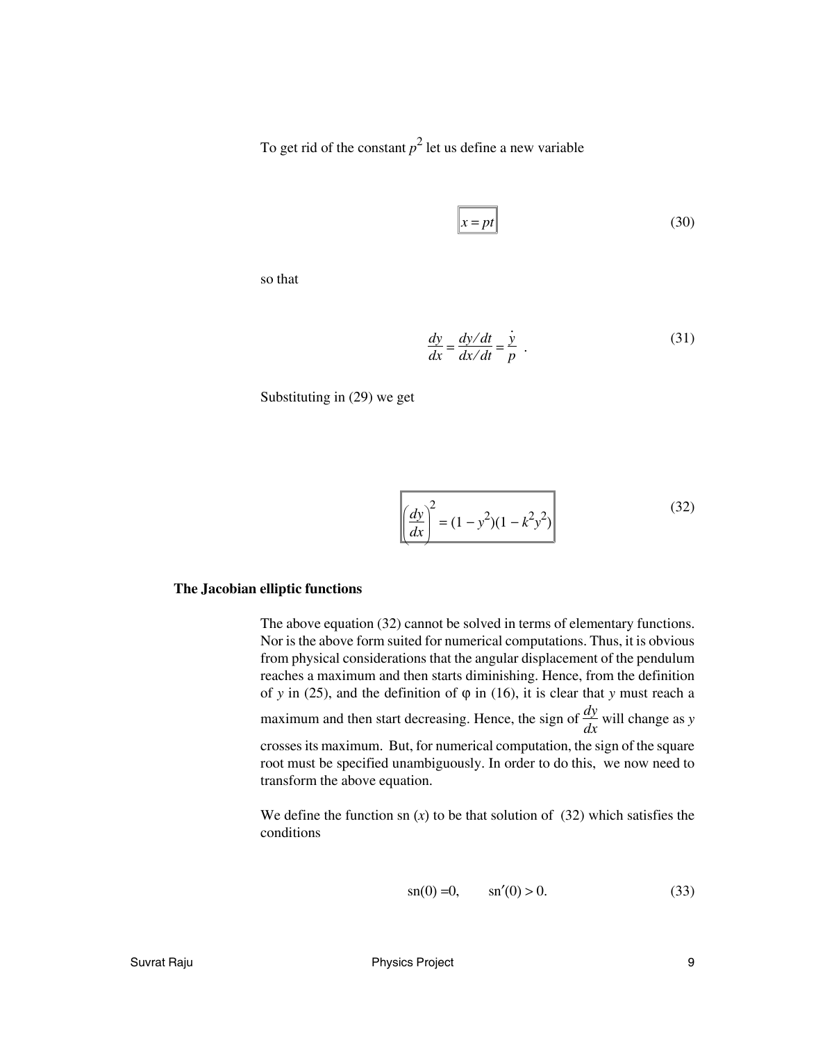To get rid of the constant $p^2$ let us define a new variable

$$\boxed{x = pt} \tag{30}$$

so that

$$\frac{dy}{dx} = \frac{dy/dt}{dx/dt} = \frac{\dot{y}}{p} \ . \tag{31}$$

Substituting in (29) we get

$$\boxed{\left(\frac{dy}{dx}\right)^2 = (1 - y^2)(1 - k^2 y^2)} \tag{32}$$

## The Jacobian elliptic functions

The above equation (32) cannot be solved in terms of elementary functions. Nor is the above form suited for numerical computations. Thus, it is obvious from physical considerations that the angular displacement of the pendulum reaches a maximum and then starts diminishing. Hence, from the definition of $y$ in (25), and the definition of $\varphi$ in (16), it is clear that $y$ must reach a maximum and then start decreasing. Hence, the sign of $\frac{dy}{dx}$ will change as $y$ crosses its maximum. But, for numerical computation, the sign of the square root must be specified unambiguously. In order to do this, we now need to transform the above equation.

We define the function sn ($x$) to be that solution of (32) which satisfies the conditions

$$\mathrm{sn}(0) = 0, \qquad \mathrm{sn}'(0) > 0. \tag{33}$$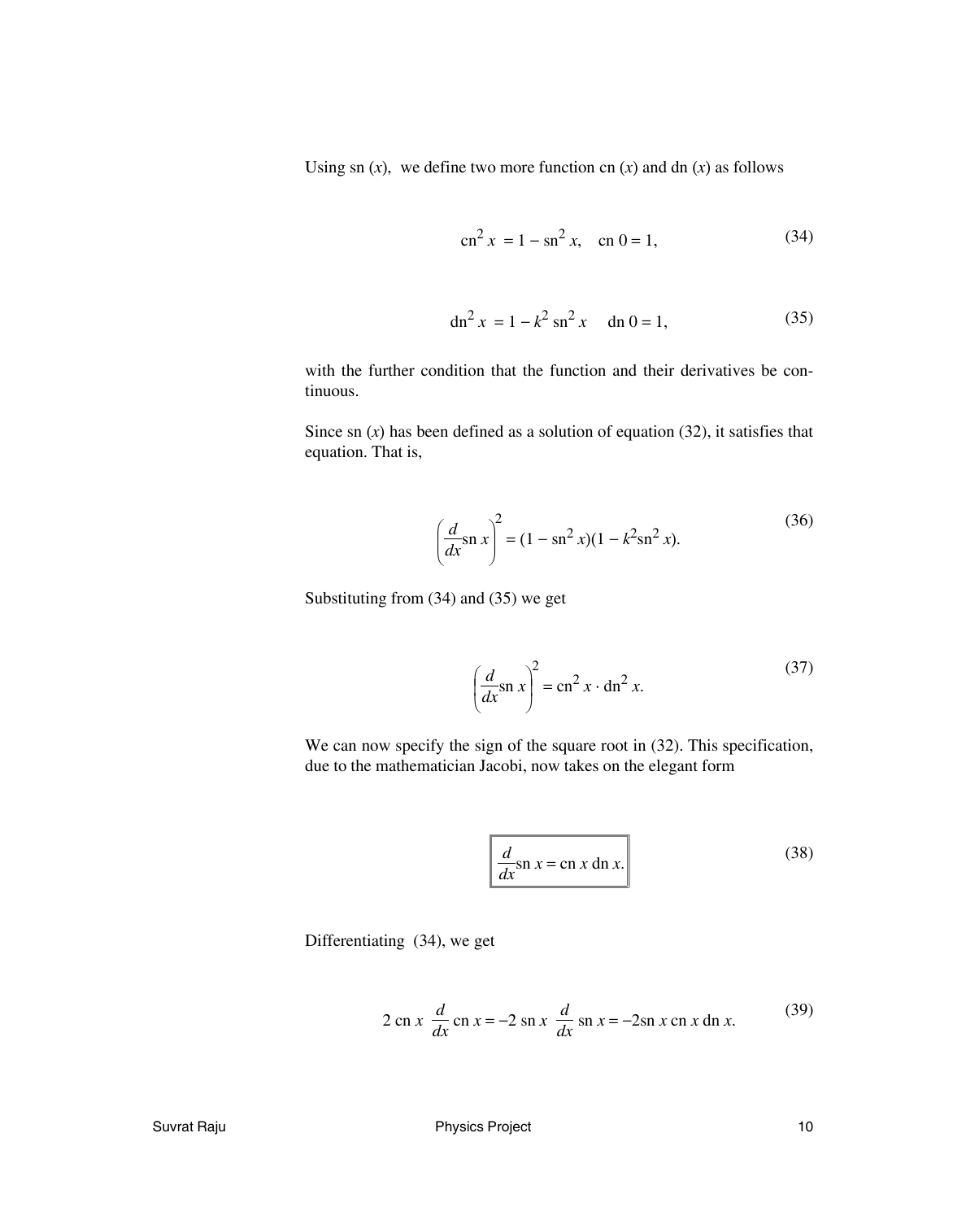Using sn $(x)$, we define two more function cn $(x)$ and dn $(x)$ as follows

$$\text{cn}^2 x = 1 - \text{sn}^2 x, \quad \text{cn } 0 = 1, \tag{34}$$

$$\text{dn}^2 x = 1 - k^2 \text{sn}^2 x \quad \text{dn } 0 = 1, \tag{35}$$

with the further condition that the function and their derivatives be continuous.

Since sn $(x)$ has been defined as a solution of equation (32), it satisfies that equation. That is,

$$\left(\frac{d}{dx}\text{sn } x\right)^2 = (1 - \text{sn}^2 x)(1 - k^2\text{sn}^2 x). \tag{36}$$

Substituting from (34) and (35) we get

$$\left(\frac{d}{dx}\text{sn } x\right)^2 = \text{cn}^2 x \cdot \text{dn}^2 x. \tag{37}$$

We can now specify the sign of the square root in (32). This specification, due to the mathematician Jacobi, now takes on the elegant form

$$\boxed{\frac{d}{dx}\text{sn } x = \text{cn } x \text{ dn } x.} \tag{38}$$

Differentiating (34), we get

$$2 \text{ cn } x \frac{d}{dx} \text{cn } x = -2 \text{ sn } x \frac{d}{dx} \text{sn } x = -2\text{sn } x \text{ cn } x \text{ dn } x. \tag{39}$$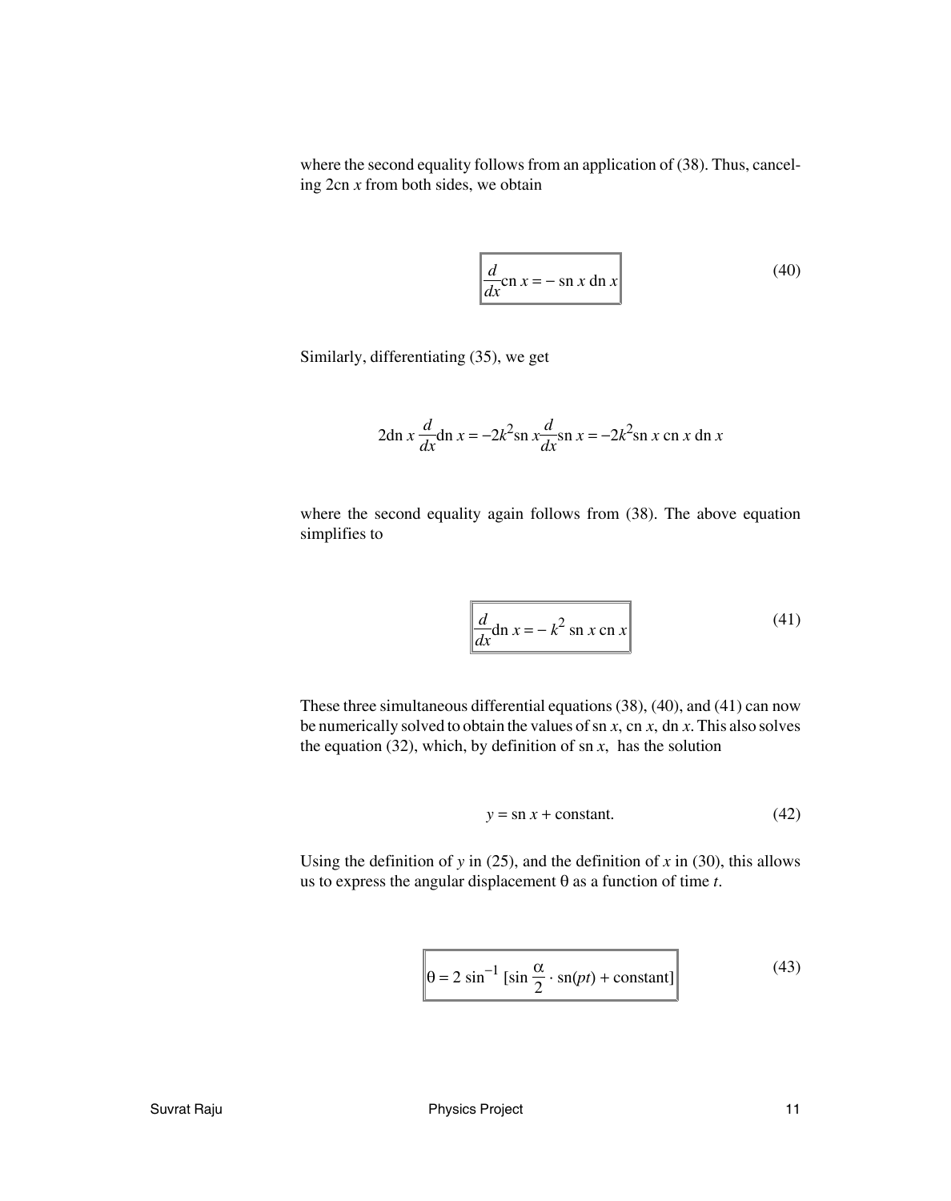where the second equality follows from an application of (38). Thus, canceling 2cn $x$ from both sides, we obtain

$$\boxed{\frac{d}{dx}\text{cn } x = -\text{ sn } x \text{ dn } x} \tag{40}$$

Similarly, differentiating (35), we get

$$2\text{dn } x\frac{d}{dx}\text{dn } x = -2k^2\text{sn } x\frac{d}{dx}\text{sn } x = -2k^2\text{sn } x \text{ cn } x \text{ dn } x$$

where the second equality again follows from (38). The above equation simplifies to

$$\boxed{\frac{d}{dx}\text{dn } x = -k^2 \text{ sn } x \text{ cn } x} \tag{41}$$

These three simultaneous differential equations (38), (40), and (41) can now be numerically solved to obtain the values of sn $x$, cn $x$, dn $x$. This also solves the equation (32), which, by definition of sn $x$, has the solution

$$y = \text{sn } x + \text{constant.} \tag{42}$$

Using the definition of $y$ in (25), and the definition of $x$ in (30), this allows us to express the angular displacement $\theta$ as a function of time $t$.

$$\boxed{\theta = 2\sin^{-1}\left[\sin\frac{\alpha}{2}\cdot\text{sn}(pt) + \text{constant}\right]} \tag{43}$$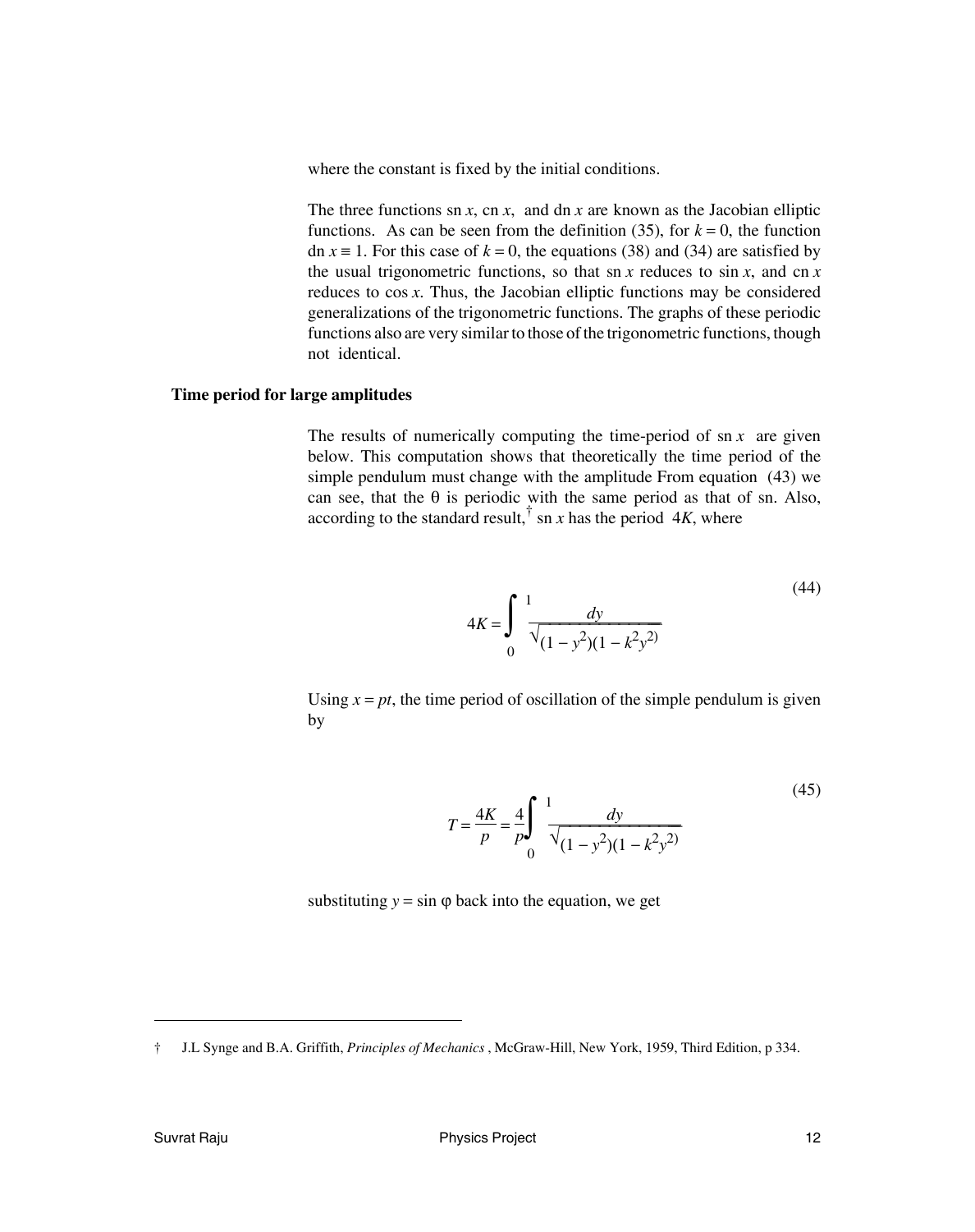where the constant is fixed by the initial conditions.

The three functions sn $x$, cn $x$, and dn $x$ are known as the Jacobian elliptic functions. As can be seen from the definition (35), for $k = 0$, the function dn $x \equiv 1$. For this case of $k = 0$, the equations (38) and (34) are satisfied by the usual trigonometric functions, so that sn $x$ reduces to sin $x$, and cn $x$ reduces to cos $x$. Thus, the Jacobian elliptic functions may be considered generalizations of the trigonometric functions. The graphs of these periodic functions also are very similar to those of the trigonometric functions, though not identical.

**Time period for large amplitudes**

The results of numerically computing the time-period of sn $x$ are given below. This computation shows that theoretically the time period of the simple pendulum must change with the amplitude From equation (43) we can see, that the θ is periodic with the same period as that of sn. Also, according to the standard result,[†] sn $x$ has the period $4K$, where

$$4K = \int_0^1 \frac{dy}{\sqrt{(1-y^2)(1-k^2y^2)}} \tag{44}$$

Using $x = pt$, the time period of oscillation of the simple pendulum is given by

$$T = \frac{4K}{p} = \frac{4}{p}\int_0^1 \frac{dy}{\sqrt{(1-y^2)(1-k^2y^2)}} \tag{45}$$

substituting $y = \sin \varphi$ back into the equation, we get

† J.L Synge and B.A. Griffith, *Principles of Mechanics* , McGraw-Hill, New York, 1959, Third Edition, p 334.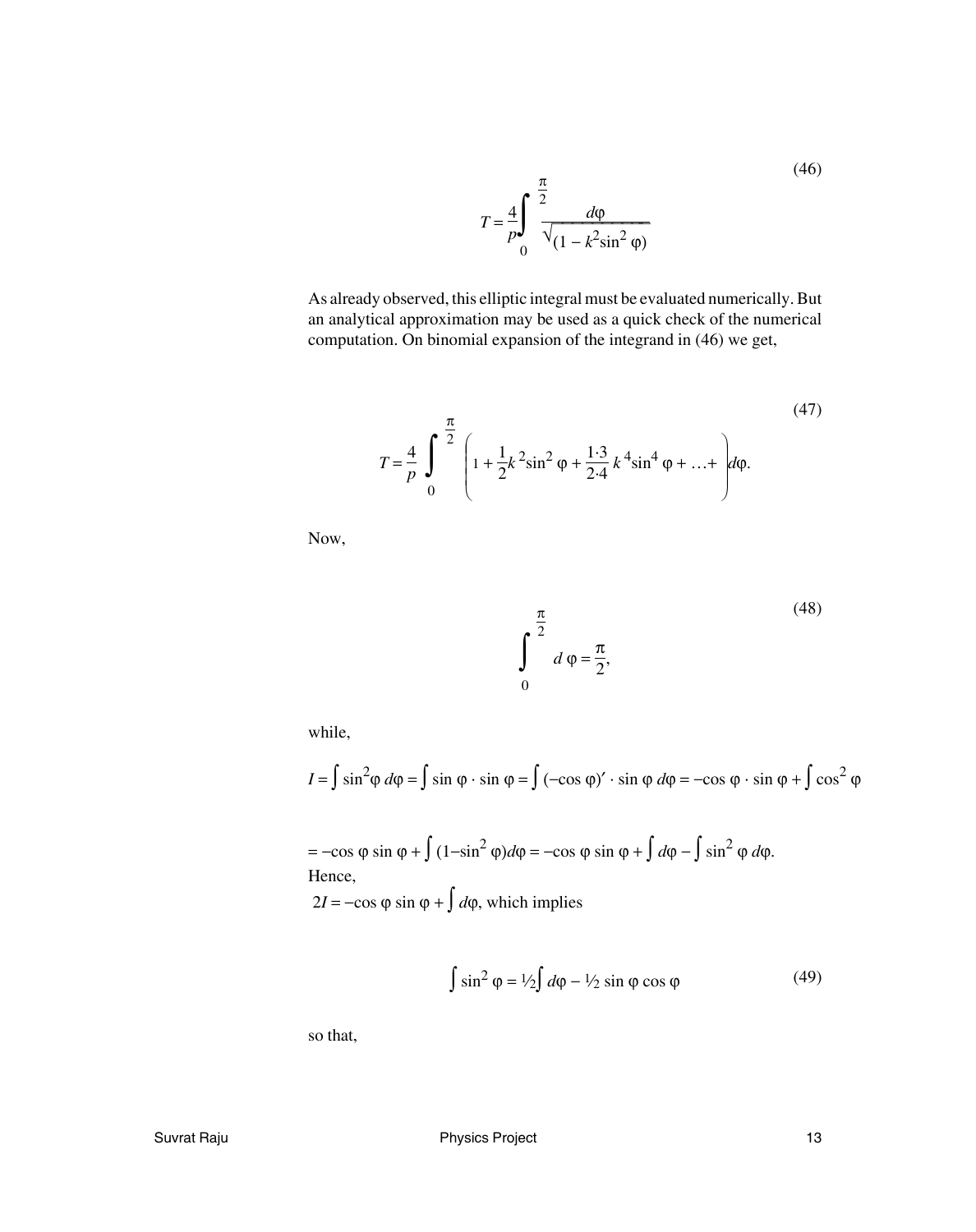$$T = \frac{4}{p}\int_0^{\frac{\pi}{2}} \frac{d\varphi}{\sqrt{(1 - k^2 \sin^2 \varphi)}} \tag{46}$$

As already observed, this elliptic integral must be evaluated numerically. But an analytical approximation may be used as a quick check of the numerical computation. On binomial expansion of the integrand in (46) we get,

$$T = \frac{4}{p}\int_0^{\frac{\pi}{2}} \left(1 + \frac{1}{2}k^2 \sin^2 \varphi + \frac{1 \cdot 3}{2 \cdot 4} k^4 \sin^4 \varphi + \ldots + \right) d\varphi. \tag{47}$$

Now,

$$\int_0^{\frac{\pi}{2}} d\varphi = \frac{\pi}{2}, \tag{48}$$

while,

$$I = \int \sin^2 \varphi \, d\varphi = \int \sin \varphi \cdot \sin \varphi = \int (-\cos \varphi)' \cdot \sin \varphi \, d\varphi = -\cos \varphi \cdot \sin \varphi + \int \cos^2 \varphi$$

$$= -\cos \varphi \sin \varphi + \int (1 - \sin^2 \varphi) d\varphi = -\cos \varphi \sin \varphi + \int d\varphi - \int \sin^2 \varphi \, d\varphi.$$

Hence,

$2I = -\cos \varphi \sin \varphi + \int d\varphi$, which implies

$$\int \sin^2 \varphi = \tfrac{1}{2} \int d\varphi - \tfrac{1}{2} \sin \varphi \cos \varphi \tag{49}$$

so that,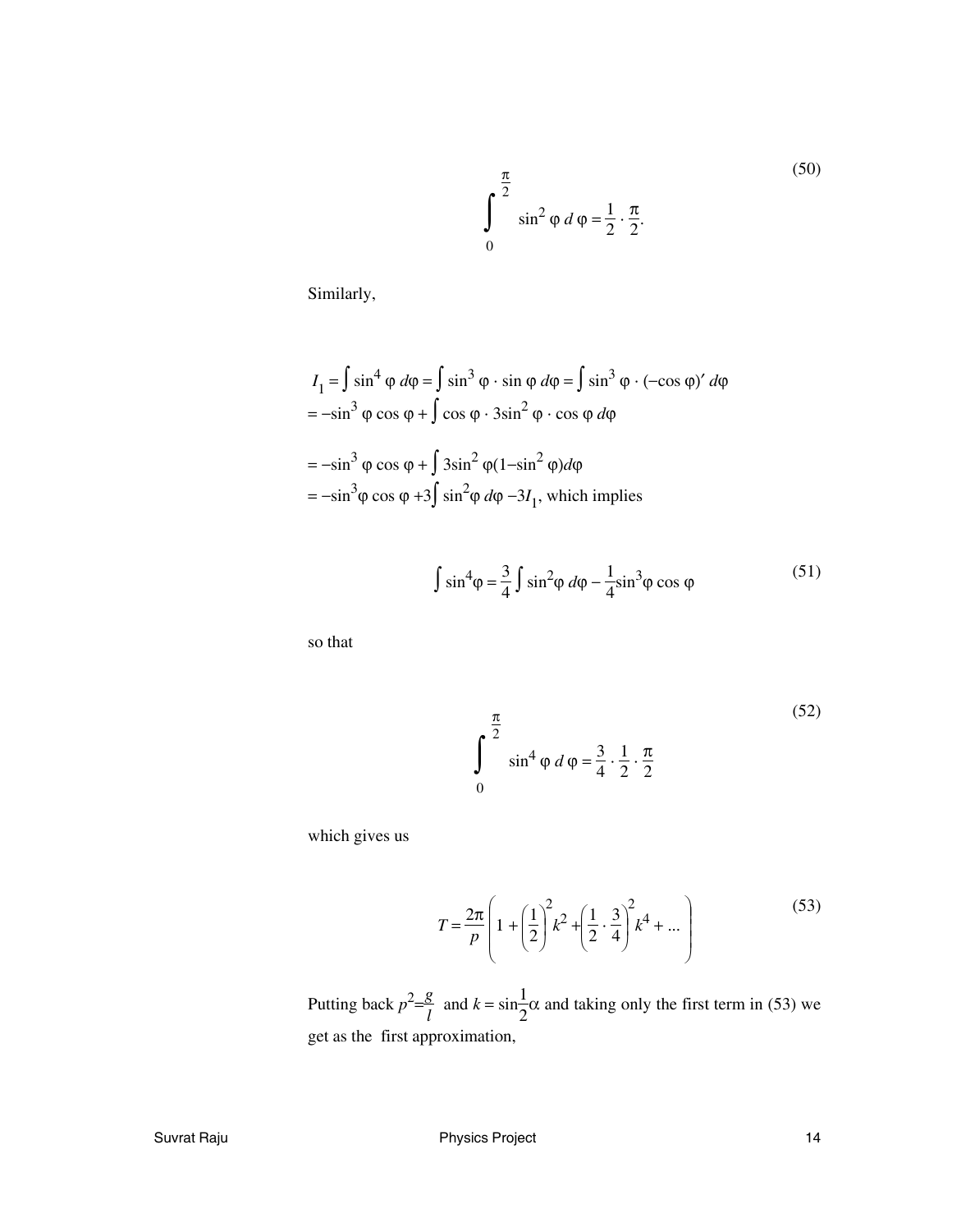$$\int_0^{\frac{\pi}{2}} \sin^2 \varphi \, d\varphi = \frac{1}{2} \cdot \frac{\pi}{2}. \tag{50}$$

Similarly,

$$I_1 = \int \sin^4 \varphi \, d\varphi = \int \sin^3 \varphi \cdot \sin \varphi \, d\varphi = \int \sin^3 \varphi \cdot (-\cos \varphi)' \, d\varphi$$
$$= -\sin^3 \varphi \cos \varphi + \int \cos \varphi \cdot 3\sin^2 \varphi \cdot \cos \varphi \, d\varphi$$
$$= -\sin^3 \varphi \cos \varphi + \int 3\sin^2 \varphi (1-\sin^2 \varphi) d\varphi$$
$$= -\sin^3\varphi \cos \varphi + 3\int \sin^2\varphi \, d\varphi - 3I_1,$$ which implies

$$\int \sin^4\varphi = \frac{3}{4} \int \sin^2\varphi \, d\varphi - \frac{1}{4}\sin^3\varphi \cos \varphi \tag{51}$$

so that

$$\int_0^{\frac{\pi}{2}} \sin^4 \varphi \, d\varphi = \frac{3}{4} \cdot \frac{1}{2} \cdot \frac{\pi}{2} \tag{52}$$

which gives us

$$T = \frac{2\pi}{p} \left( 1 + \left(\frac{1}{2}\right)^2 k^2 + \left(\frac{1}{2} \cdot \frac{3}{4}\right)^2 k^4 + \ldots \right) \tag{53}$$

Putting back $p^2 = \frac{g}{l}$ and $k = \sin\frac{1}{2}\alpha$ and taking only the first term in (53) we get as the first approximation,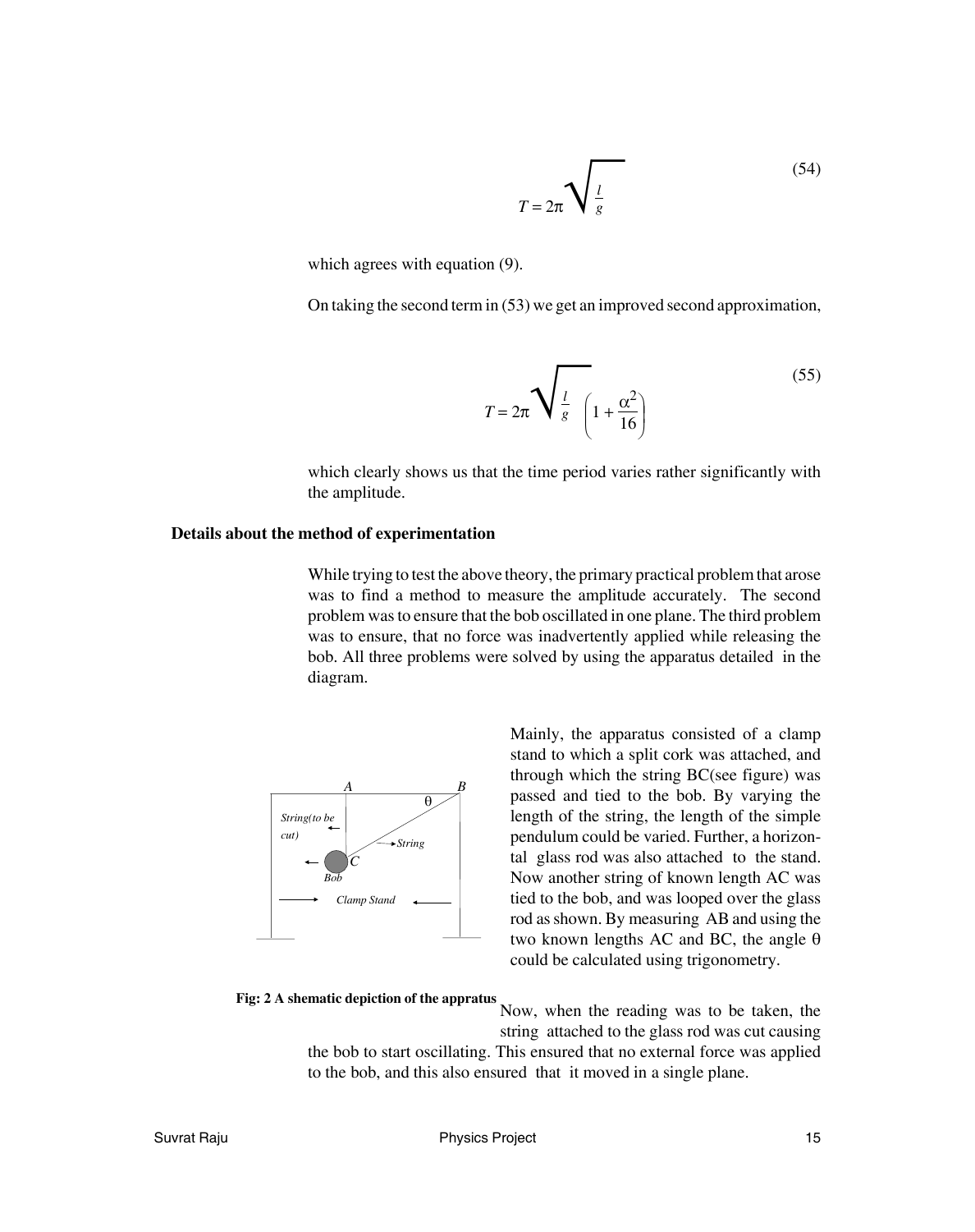$$T = 2\pi\sqrt{\frac{l}{g}} \tag{54}$$

which agrees with equation (9).

On taking the second term in (53) we get an improved second approximation,

$$T = 2\pi\sqrt{\frac{l}{g}}\left(1 + \frac{\alpha^2}{16}\right) \tag{55}$$

which clearly shows us that the time period varies rather significantly with the amplitude.

## Details about the method of experimentation

While trying to test the above theory, the primary practical problem that arose was to find a method to measure the amplitude accurately. The second problem was to ensure that the bob oscillated in one plane. The third problem was to ensure, that no force was inadvertently applied while releasing the bob. All three problems were solved by using the apparatus detailed in the diagram.

A
B
θ
String(to be cut)
String
C
Bob
Clamp Stand

**Fig: 2 A shematic depiction of the appratus**

Mainly, the apparatus consisted of a clamp stand to which a split cork was attached, and through which the string BC(see figure) was passed and tied to the bob. By varying the length of the string, the length of the simple pendulum could be varied. Further, a horizontal glass rod was also attached to the stand. Now another string of known length AC was tied to the bob, and was looped over the glass rod as shown. By measuring AB and using the two known lengths AC and BC, the angle θ could be calculated using trigonometry.

Now, when the reading was to be taken, the string attached to the glass rod was cut causing the bob to start oscillating. This ensured that no external force was applied to the bob, and this also ensured that it moved in a single plane.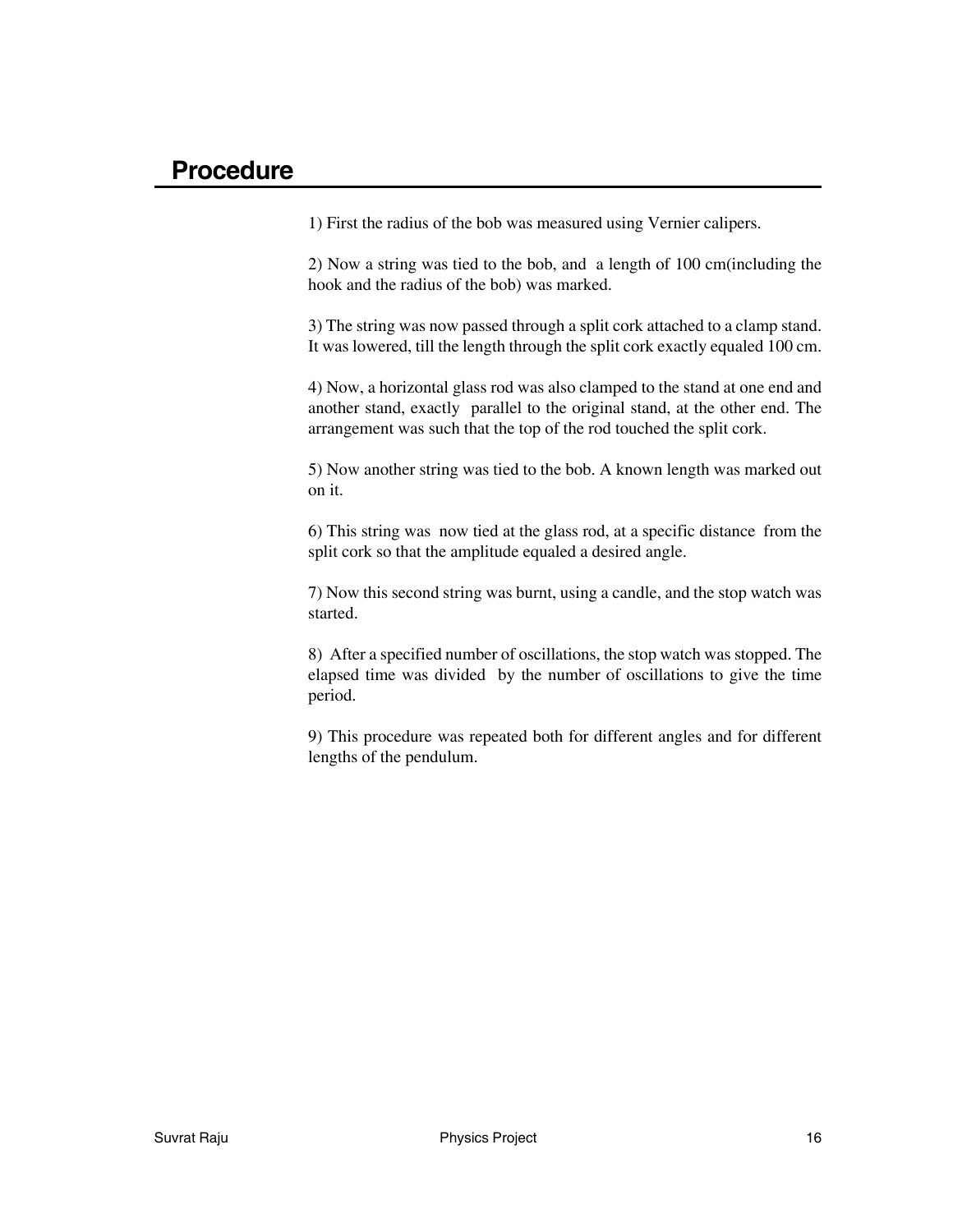## Procedure

1) First the radius of the bob was measured using Vernier calipers.

2) Now a string was tied to the bob, and a length of 100 cm(including the hook and the radius of the bob) was marked.

3) The string was now passed through a split cork attached to a clamp stand. It was lowered, till the length through the split cork exactly equaled 100 cm.

4) Now, a horizontal glass rod was also clamped to the stand at one end and another stand, exactly parallel to the original stand, at the other end. The arrangement was such that the top of the rod touched the split cork.

5) Now another string was tied to the bob. A known length was marked out on it.

6) This string was now tied at the glass rod, at a specific distance from the split cork so that the amplitude equaled a desired angle.

7) Now this second string was burnt, using a candle, and the stop watch was started.

8) After a specified number of oscillations, the stop watch was stopped. The elapsed time was divided by the number of oscillations to give the time period.

9) This procedure was repeated both for different angles and for different lengths of the pendulum.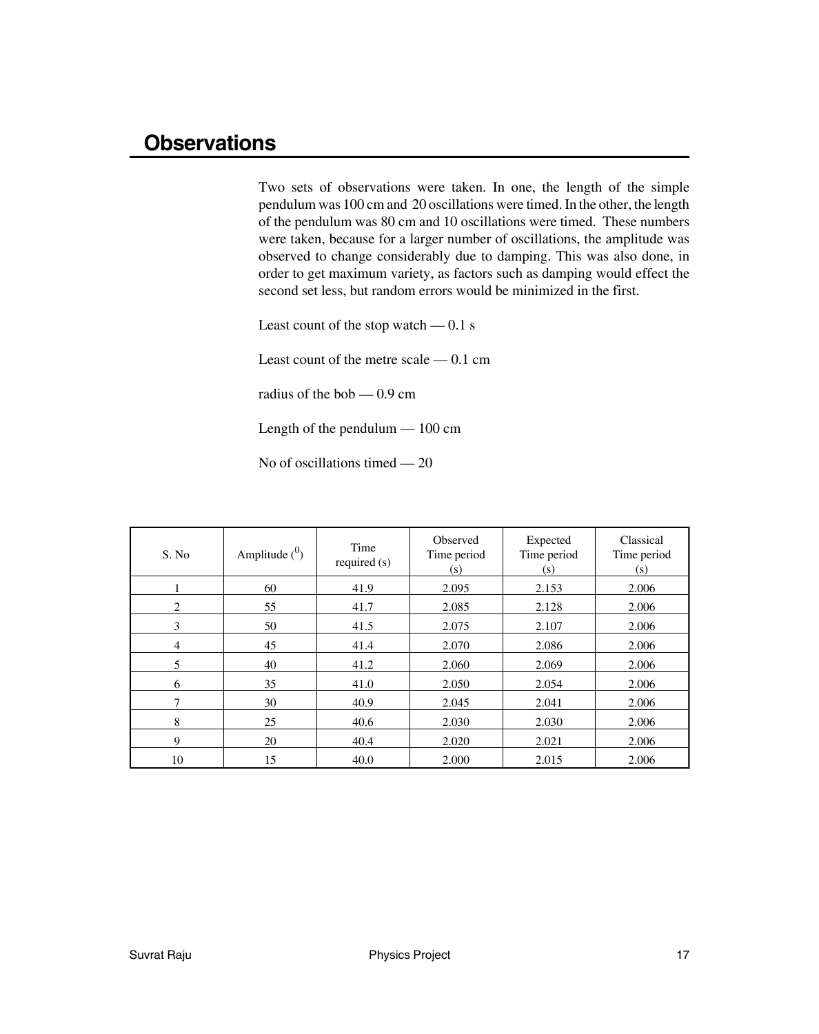# Observations

Two sets of observations were taken. In one, the length of the simple pendulum was 100 cm and 20 oscillations were timed. In the other, the length of the pendulum was 80 cm and 10 oscillations were timed. These numbers were taken, because for a larger number of oscillations, the amplitude was observed to change considerably due to damping. This was also done, in order to get maximum variety, as factors such as damping would effect the second set less, but random errors would be minimized in the first.

Least count of the stop watch — 0.1 s

Least count of the metre scale — 0.1 cm

radius of the bob — 0.9 cm

Length of the pendulum — 100 cm

No of oscillations timed — 20

| S. No | Amplitude ($^0$) | Time required (s) | Observed Time period (s) | Expected Time period (s) | Classical Time period (s) |
|---|---|---|---|---|---|
| 1 | 60 | 41.9 | 2.095 | 2.153 | 2.006 |
| 2 | 55 | 41.7 | 2.085 | 2.128 | 2.006 |
| 3 | 50 | 41.5 | 2.075 | 2.107 | 2.006 |
| 4 | 45 | 41.4 | 2.070 | 2.086 | 2.006 |
| 5 | 40 | 41.2 | 2.060 | 2.069 | 2.006 |
| 6 | 35 | 41.0 | 2.050 | 2.054 | 2.006 |
| 7 | 30 | 40.9 | 2.045 | 2.041 | 2.006 |
| 8 | 25 | 40.6 | 2.030 | 2.030 | 2.006 |
| 9 | 20 | 40.4 | 2.020 | 2.021 | 2.006 |
| 10 | 15 | 40.0 | 2.000 | 2.015 | 2.006 |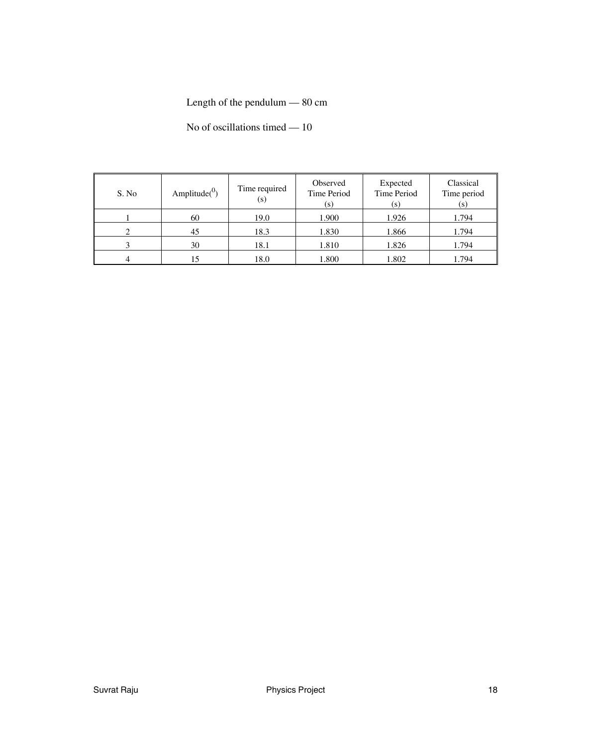Length of the pendulum — 80 cm

No of oscillations timed — 10

| S. No | Amplitude($^0$) | Time required (s) | Observed Time Period (s) | Expected Time Period (s) | Classical Time period (s) |
|---|---|---|---|---|---|
| 1 | 60 | 19.0 | 1.900 | 1.926 | 1.794 |
| 2 | 45 | 18.3 | 1.830 | 1.866 | 1.794 |
| 3 | 30 | 18.1 | 1.810 | 1.826 | 1.794 |
| 4 | 15 | 18.0 | 1.800 | 1.802 | 1.794 |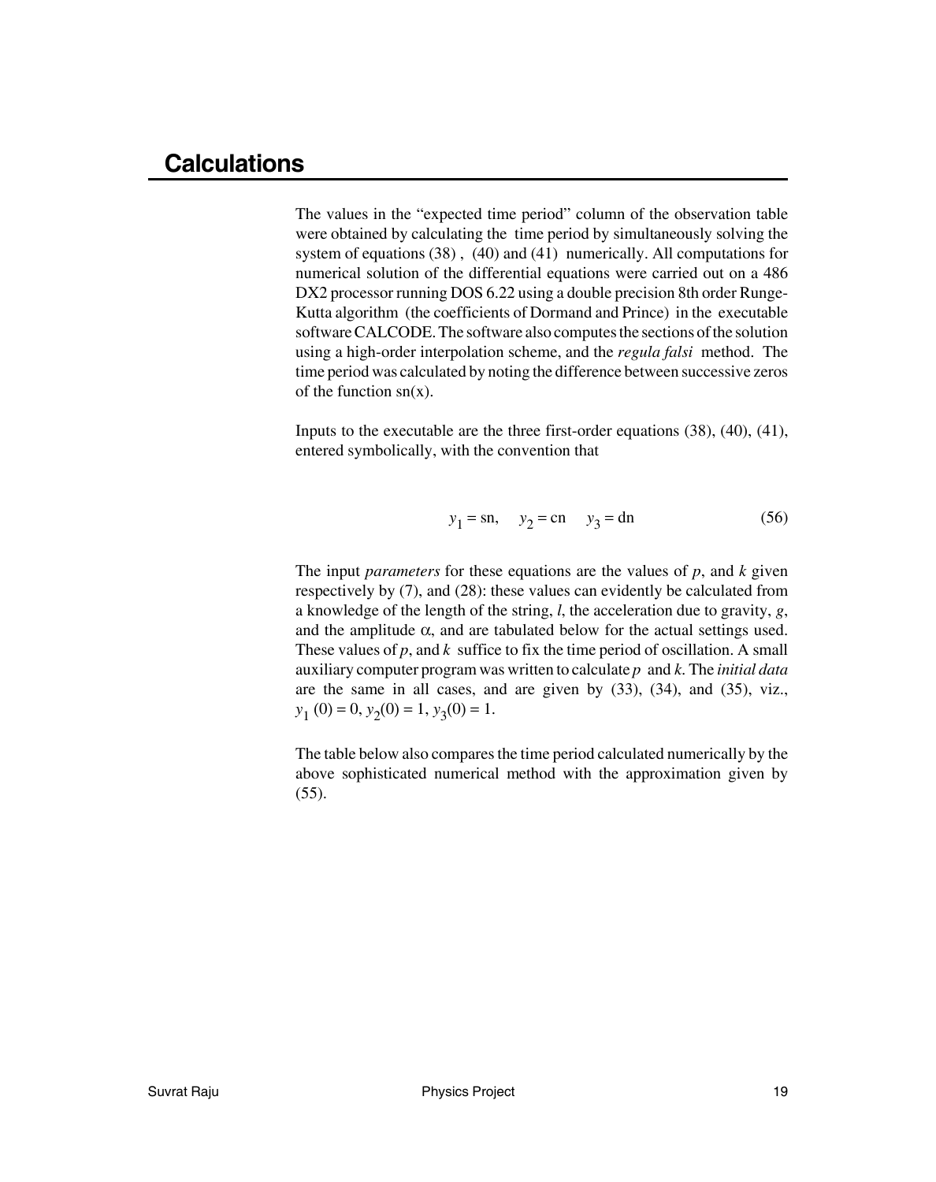# Calculations

The values in the “expected time period” column of the observation table were obtained by calculating the time period by simultaneously solving the system of equations (38) , (40) and (41) numerically. All computations for numerical solution of the differential equations were carried out on a 486 DX2 processor running DOS 6.22 using a double precision 8th order Runge-Kutta algorithm (the coefficients of Dormand and Prince) in the executable software CALCODE. The software also computes the sections of the solution using a high-order interpolation scheme, and the *regula falsi* method. The time period was calculated by noting the difference between successive zeros of the function sn(x).

Inputs to the executable are the three first-order equations (38), (40), (41), entered symbolically, with the convention that

$$y_1 = \text{sn}, \quad y_2 = \text{cn} \quad y_3 = \text{dn} \tag{56}$$

The input *parameters* for these equations are the values of $p$, and $k$ given respectively by (7), and (28): these values can evidently be calculated from a knowledge of the length of the string, $l$, the acceleration due to gravity, $g$, and the amplitude $\alpha$, and are tabulated below for the actual settings used. These values of $p$, and $k$ suffice to fix the time period of oscillation. A small auxiliary computer program was written to calculate $p$ and $k$. The *initial data* are the same in all cases, and are given by (33), (34), and (35), viz., $y_1(0) = 0$, $y_2(0) = 1$, $y_3(0) = 1$.

The table below also compares the time period calculated numerically by the above sophisticated numerical method with the approximation given by (55).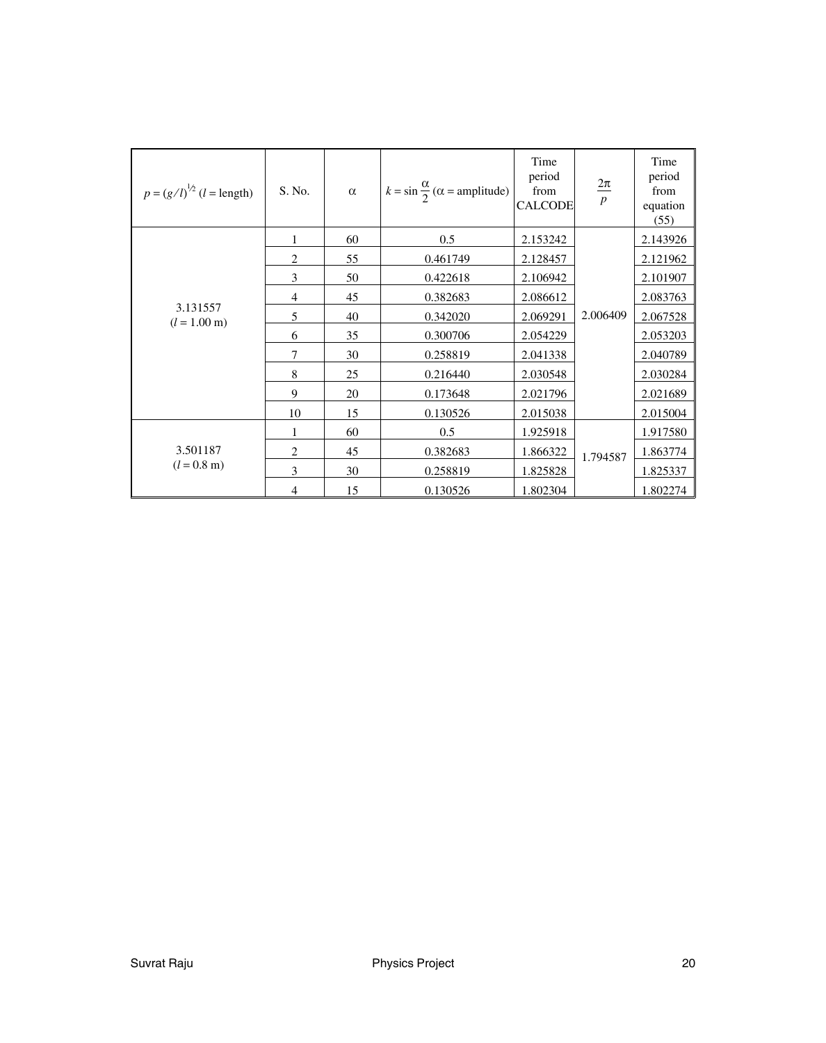| $p = (g/l)^{1/2}$ ($l$ = length) | S. No. | $\alpha$ | $k = \sin\frac{\alpha}{2}$ ($\alpha$ = amplitude) | Time period from CALCODE | $\frac{2\pi}{p}$ | Time period from equation (55) |
|---|---|---|---|---|---|---|
| 3.131557 ($l$ = 1.00 m) | 1 | 60 | 0.5 | 2.153242 | 2.006409 | 2.143926 |
| | 2 | 55 | 0.461749 | 2.128457 | | 2.121962 |
| | 3 | 50 | 0.422618 | 2.106942 | | 2.101907 |
| | 4 | 45 | 0.382683 | 2.086612 | | 2.083763 |
| | 5 | 40 | 0.342020 | 2.069291 | | 2.067528 |
| | 6 | 35 | 0.300706 | 2.054229 | | 2.053203 |
| | 7 | 30 | 0.258819 | 2.041338 | | 2.040789 |
| | 8 | 25 | 0.216440 | 2.030548 | | 2.030284 |
| | 9 | 20 | 0.173648 | 2.021796 | | 2.021689 |
| | 10 | 15 | 0.130526 | 2.015038 | | 2.015004 |
| 3.501187 ($l$ = 0.8 m) | 1 | 60 | 0.5 | 1.925918 | 1.794587 | 1.917580 |
| | 2 | 45 | 0.382683 | 1.866322 | | 1.863774 |
| | 3 | 30 | 0.258819 | 1.825828 | | 1.825337 |
| | 4 | 15 | 0.130526 | 1.802304 | | 1.802274 |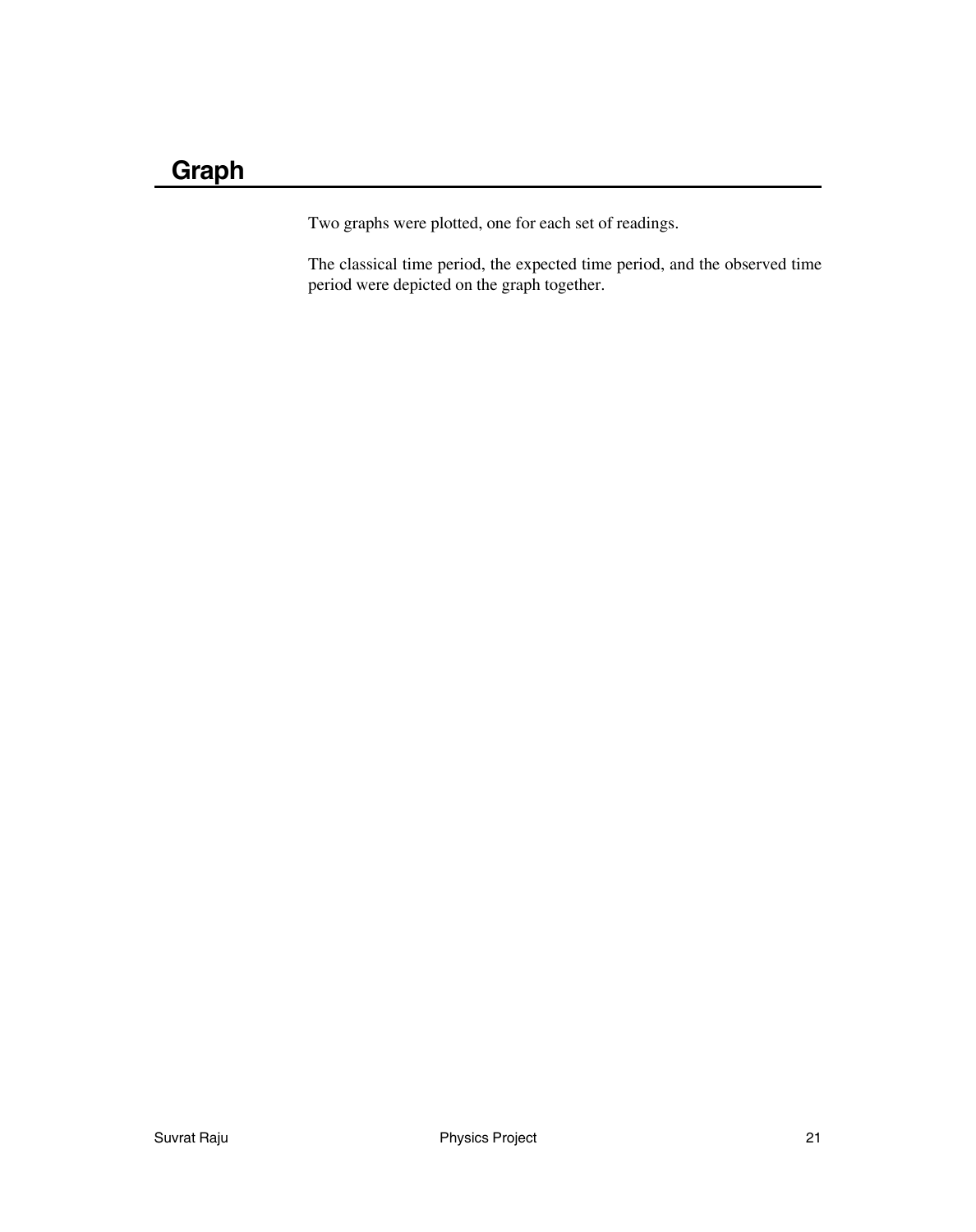## Graph

Two graphs were plotted, one for each set of readings.

The classical time period, the expected time period, and the observed time period were depicted on the graph together.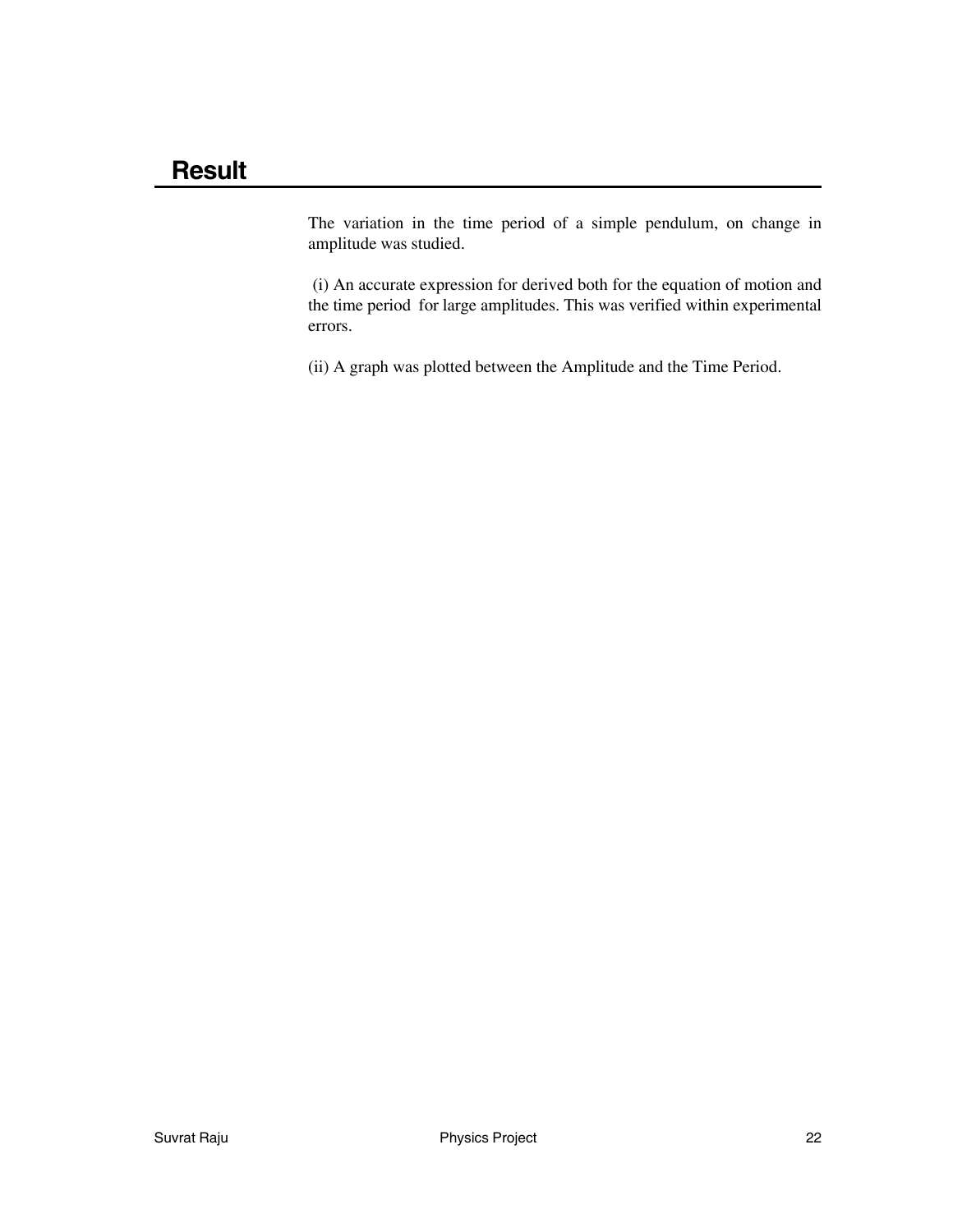# Result

The variation in the time period of a simple pendulum, on change in amplitude was studied.

(i) An accurate expression for derived both for the equation of motion and the time period for large amplitudes. This was verified within experimental errors.

(ii) A graph was plotted between the Amplitude and the Time Period.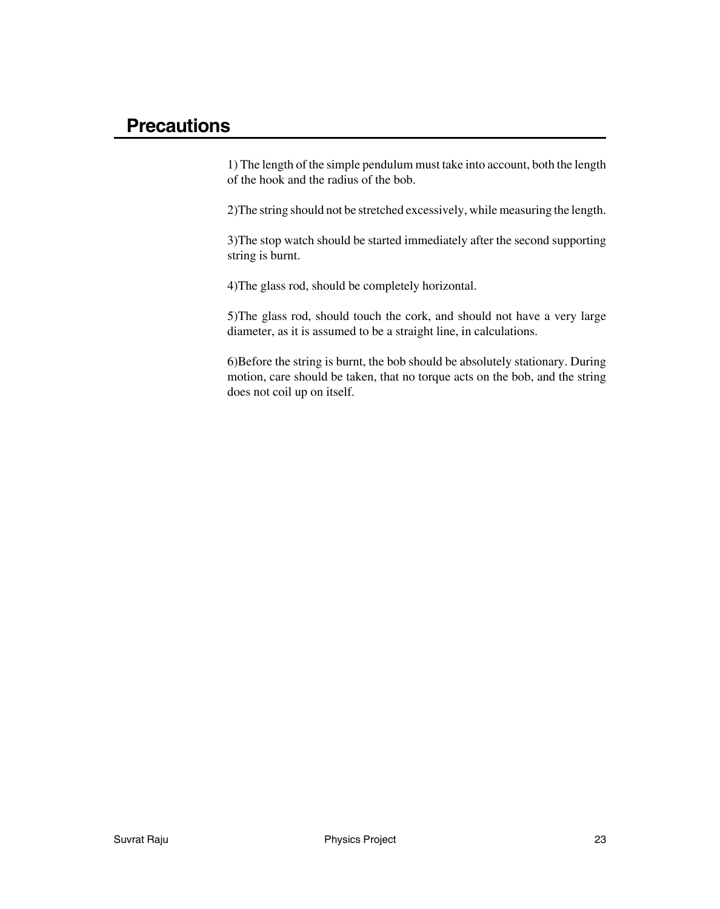## Precautions

1) The length of the simple pendulum must take into account, both the length of the hook and the radius of the bob.

2)The string should not be stretched excessively, while measuring the length.

3)The stop watch should be started immediately after the second supporting string is burnt.

4)The glass rod, should be completely horizontal.

5)The glass rod, should touch the cork, and should not have a very large diameter, as it is assumed to be a straight line, in calculations.

6)Before the string is burnt, the bob should be absolutely stationary. During motion, care should be taken, that no torque acts on the bob, and the string does not coil up on itself.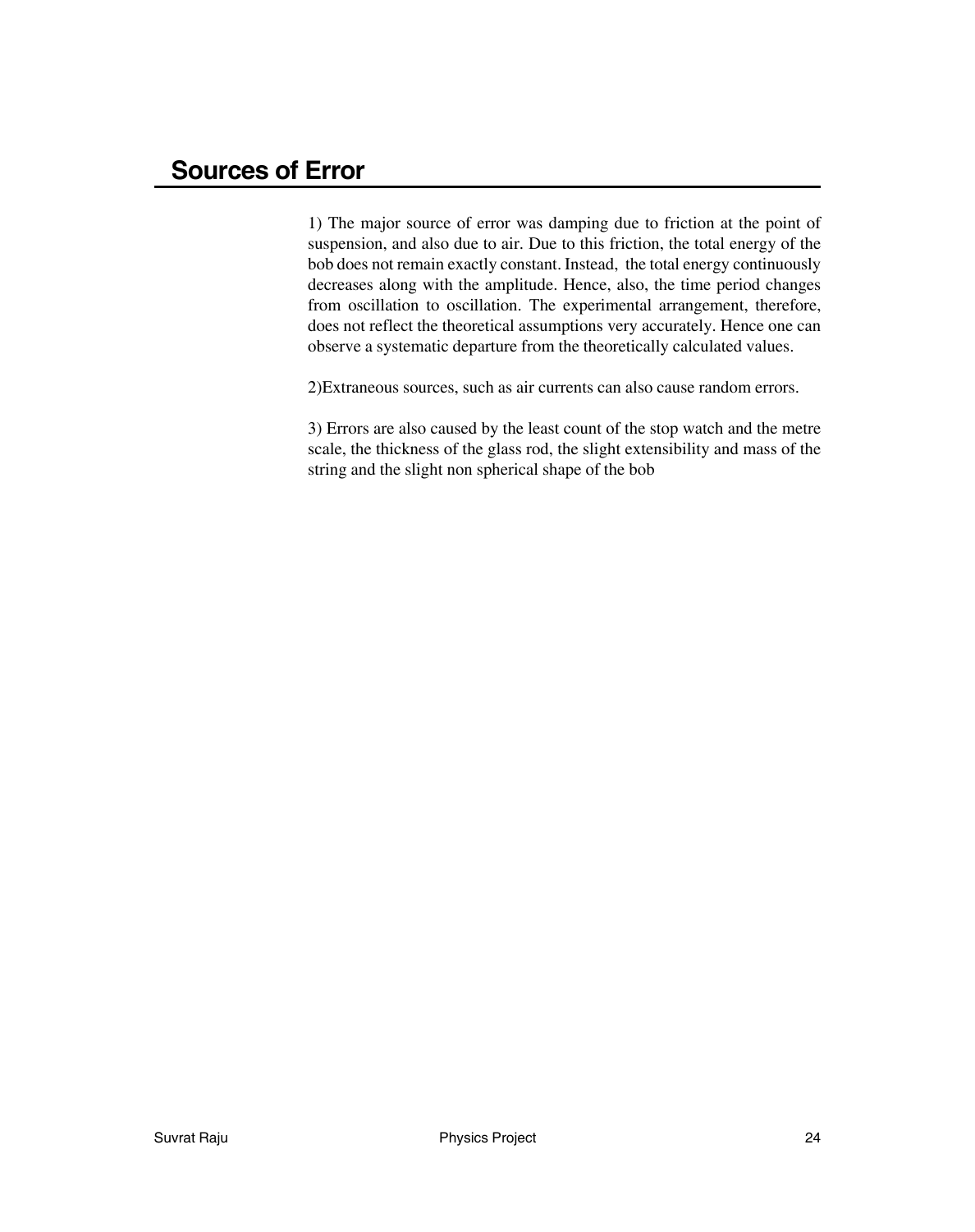## Sources of Error

1) The major source of error was damping due to friction at the point of suspension, and also due to air. Due to this friction, the total energy of the bob does not remain exactly constant. Instead, the total energy continuously decreases along with the amplitude. Hence, also, the time period changes from oscillation to oscillation. The experimental arrangement, therefore, does not reflect the theoretical assumptions very accurately. Hence one can observe a systematic departure from the theoretically calculated values.

2)Extraneous sources, such as air currents can also cause random errors.

3) Errors are also caused by the least count of the stop watch and the metre scale, the thickness of the glass rod, the slight extensibility and mass of the string and the slight non spherical shape of the bob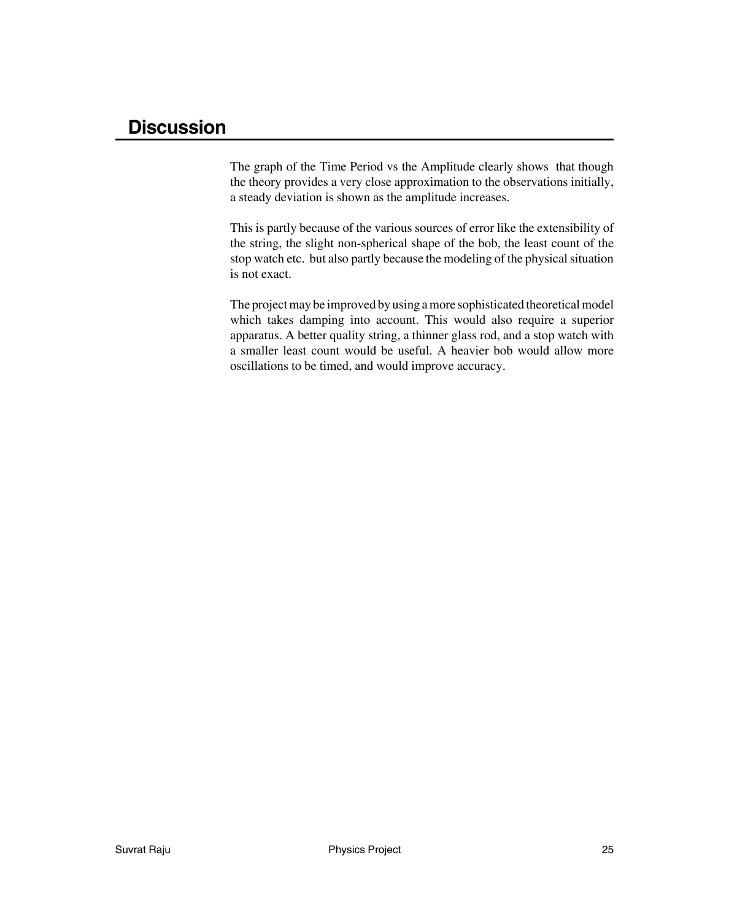## Discussion

The graph of the Time Period vs the Amplitude clearly shows that though the theory provides a very close approximation to the observations initially, a steady deviation is shown as the amplitude increases.

This is partly because of the various sources of error like the extensibility of the string, the slight non-spherical shape of the bob, the least count of the stop watch etc. but also partly because the modeling of the physical situation is not exact.

The project may be improved by using a more sophisticated theoretical model which takes damping into account. This would also require a superior apparatus. A better quality string, a thinner glass rod, and a stop watch with a smaller least count would be useful. A heavier bob would allow more oscillations to be timed, and would improve accuracy.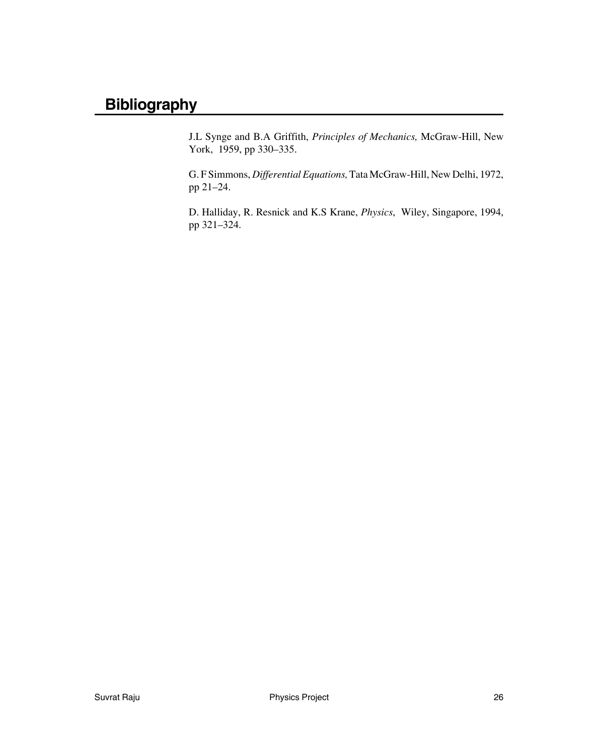# Bibliography

J.L Synge and B.A Griffith, *Principles of Mechanics,* McGraw-Hill, New York, 1959, pp 330–335.

G. F Simmons, *Differential Equations,* Tata McGraw-Hill, New Delhi, 1972, pp 21–24.

D. Halliday, R. Resnick and K.S Krane, *Physics*, Wiley, Singapore, 1994, pp 321–324.